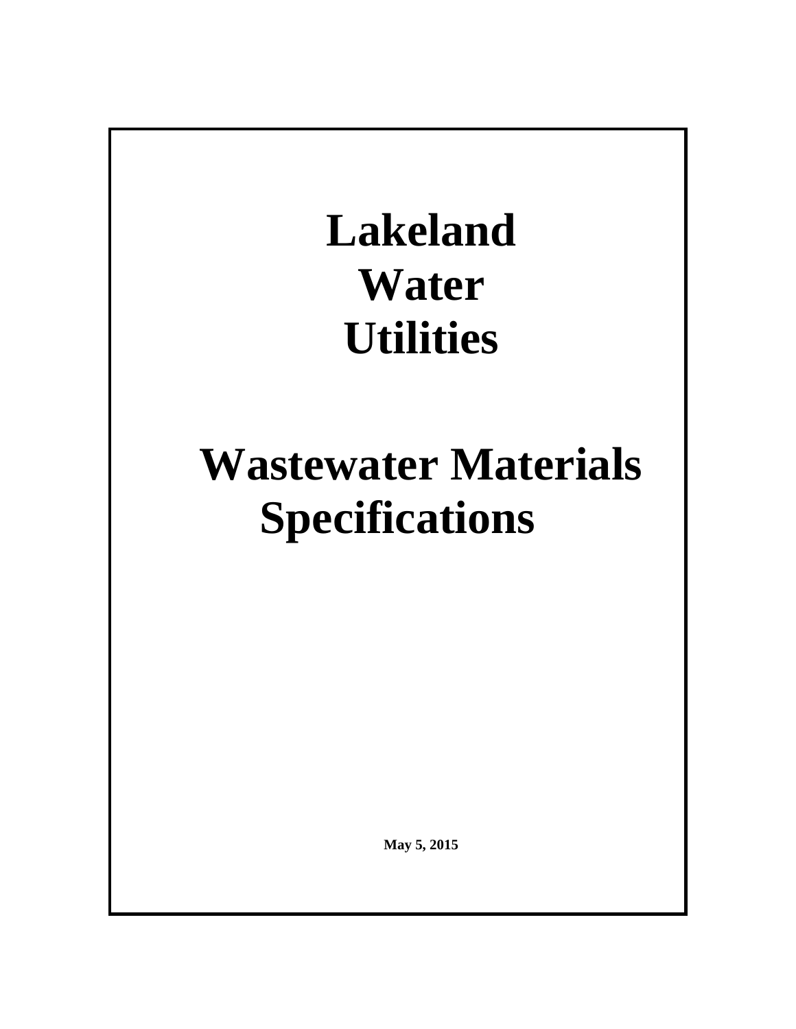# Lakeland Water Utilities

# Wastewater Materials Specifications

**May 5, 2015**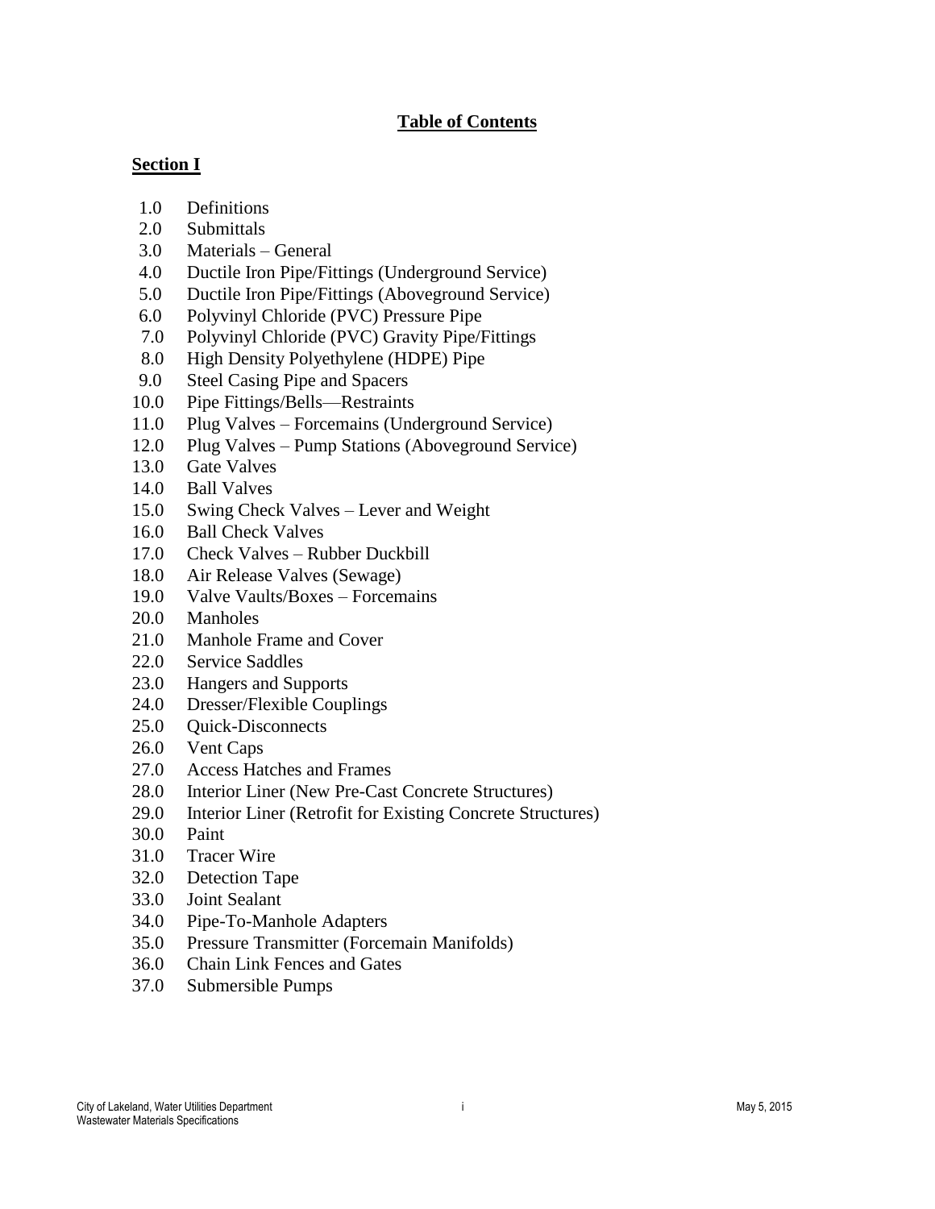# Table of Contents

## Section I

1.0 Definitions
2.0 Submittals
3.0 Materials – General
4.0 Ductile Iron Pipe/Fittings (Underground Service)
5.0 Ductile Iron Pipe/Fittings (Aboveground Service)
6.0 Polyvinyl Chloride (PVC) Pressure Pipe
7.0 Polyvinyl Chloride (PVC) Gravity Pipe/Fittings
8.0 High Density Polyethylene (HDPE) Pipe
9.0 Steel Casing Pipe and Spacers
10.0 Pipe Fittings/Bells—Restraints
11.0 Plug Valves – Forcemains (Underground Service)
12.0 Plug Valves – Pump Stations (Aboveground Service)
13.0 Gate Valves
14.0 Ball Valves
15.0 Swing Check Valves – Lever and Weight
16.0 Ball Check Valves
17.0 Check Valves – Rubber Duckbill
18.0 Air Release Valves (Sewage)
19.0 Valve Vaults/Boxes – Forcemains
20.0 Manholes
21.0 Manhole Frame and Cover
22.0 Service Saddles
23.0 Hangers and Supports
24.0 Dresser/Flexible Couplings
25.0 Quick-Disconnects
26.0 Vent Caps
27.0 Access Hatches and Frames
28.0 Interior Liner (New Pre-Cast Concrete Structures)
29.0 Interior Liner (Retrofit for Existing Concrete Structures)
30.0 Paint
31.0 Tracer Wire
32.0 Detection Tape
33.0 Joint Sealant
34.0 Pipe-To-Manhole Adapters
35.0 Pressure Transmitter (Forcemain Manifolds)
36.0 Chain Link Fences and Gates
37.0 Submersible Pumps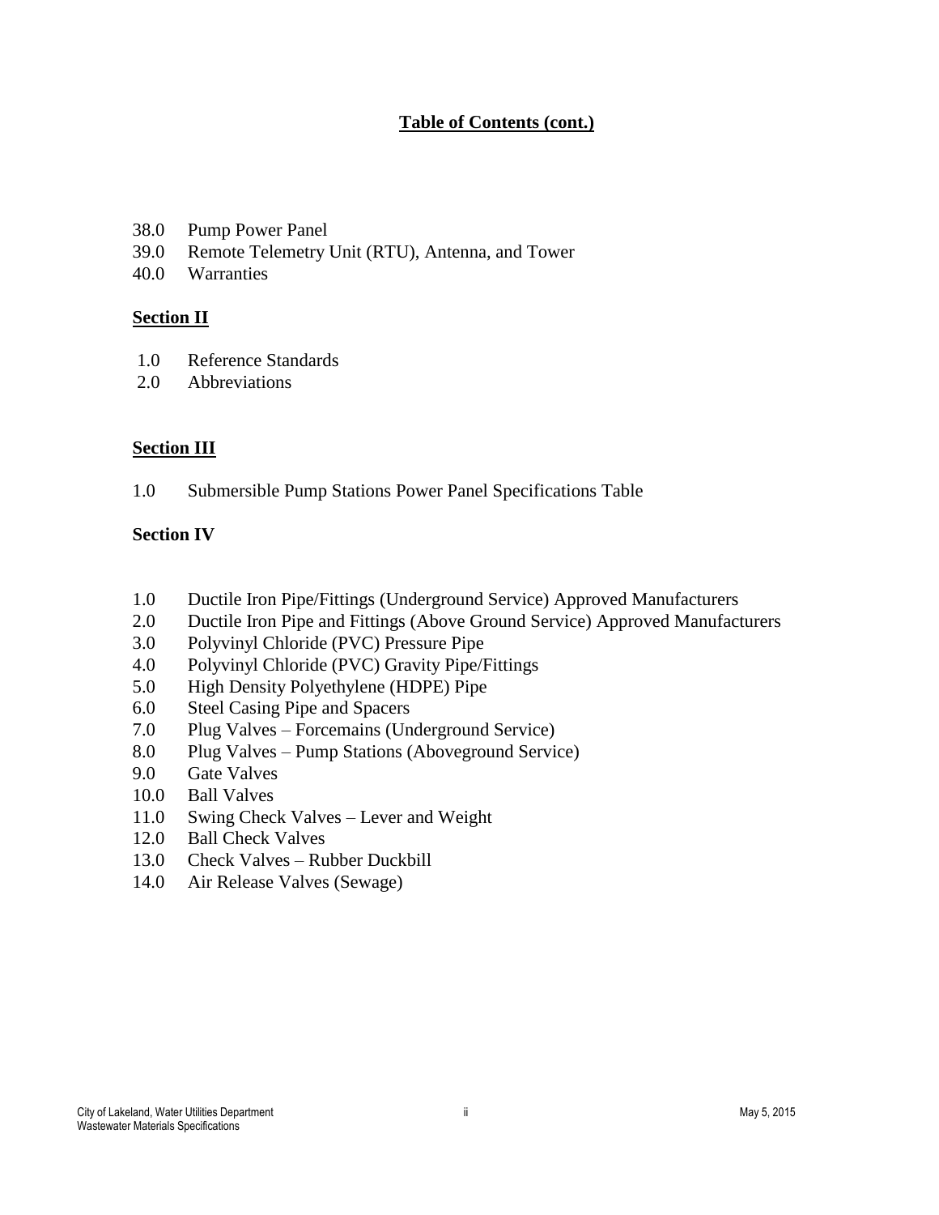## Table of Contents (cont.)

38.0 Pump Power Panel
39.0 Remote Telemetry Unit (RTU), Antenna, and Tower
40.0 Warranties

**Section II**

1.0 Reference Standards
2.0 Abbreviations

**Section III**

1.0 Submersible Pump Stations Power Panel Specifications Table

**Section IV**

1.0 Ductile Iron Pipe/Fittings (Underground Service) Approved Manufacturers
2.0 Ductile Iron Pipe and Fittings (Above Ground Service) Approved Manufacturers
3.0 Polyvinyl Chloride (PVC) Pressure Pipe
4.0 Polyvinyl Chloride (PVC) Gravity Pipe/Fittings
5.0 High Density Polyethylene (HDPE) Pipe
6.0 Steel Casing Pipe and Spacers
7.0 Plug Valves – Forcemains (Underground Service)
8.0 Plug Valves – Pump Stations (Aboveground Service)
9.0 Gate Valves
10.0 Ball Valves
11.0 Swing Check Valves – Lever and Weight
12.0 Ball Check Valves
13.0 Check Valves – Rubber Duckbill
14.0 Air Release Valves (Sewage)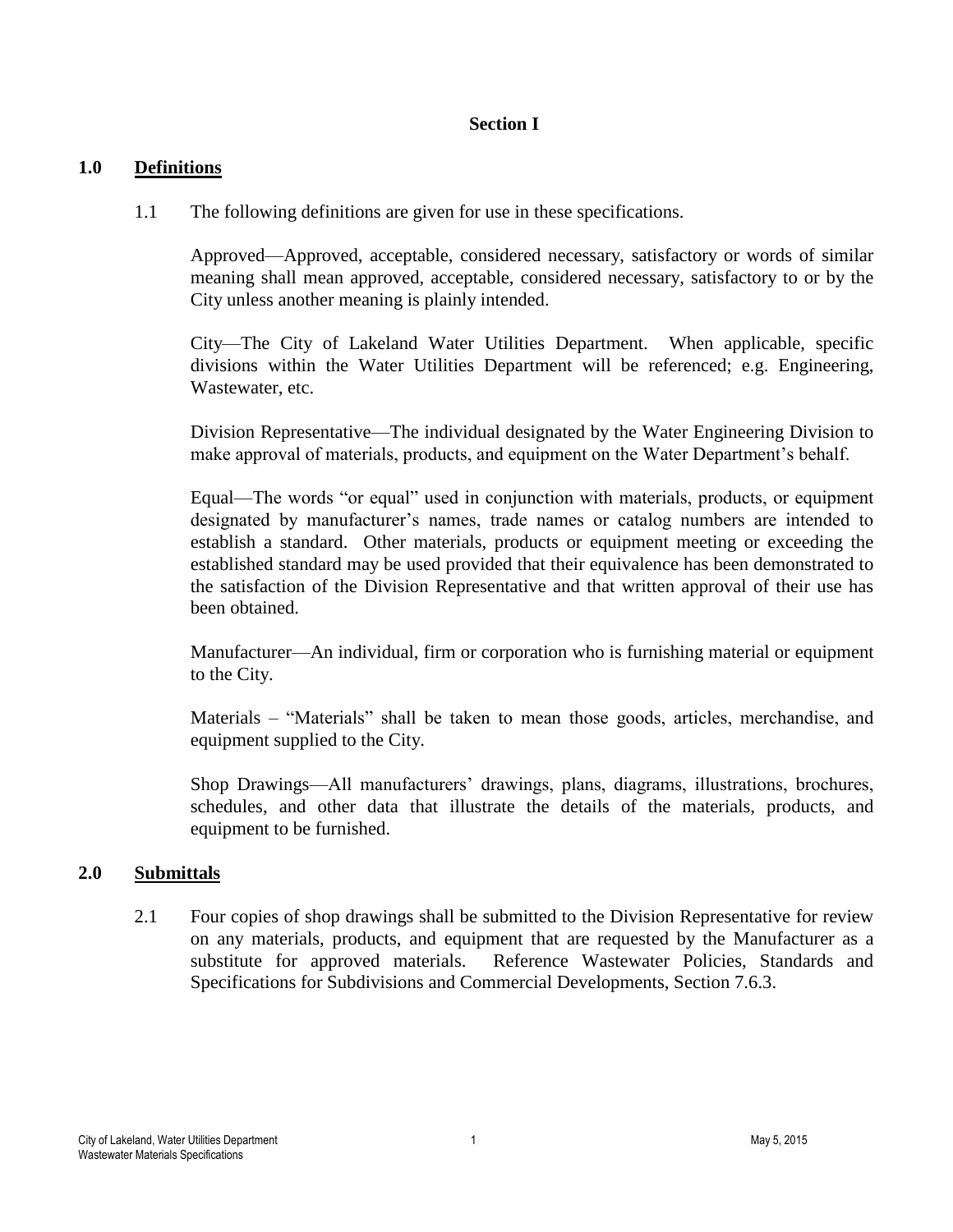# Section I

## 1.0 Definitions

1.1 The following definitions are given for use in these specifications.

Approved—Approved, acceptable, considered necessary, satisfactory or words of similar meaning shall mean approved, acceptable, considered necessary, satisfactory to or by the City unless another meaning is plainly intended.

City—The City of Lakeland Water Utilities Department. When applicable, specific divisions within the Water Utilities Department will be referenced; e.g. Engineering, Wastewater, etc.

Division Representative—The individual designated by the Water Engineering Division to make approval of materials, products, and equipment on the Water Department's behalf.

Equal—The words "or equal" used in conjunction with materials, products, or equipment designated by manufacturer's names, trade names or catalog numbers are intended to establish a standard. Other materials, products or equipment meeting or exceeding the established standard may be used provided that their equivalence has been demonstrated to the satisfaction of the Division Representative and that written approval of their use has been obtained.

Manufacturer—An individual, firm or corporation who is furnishing material or equipment to the City.

Materials – "Materials" shall be taken to mean those goods, articles, merchandise, and equipment supplied to the City.

Shop Drawings—All manufacturers' drawings, plans, diagrams, illustrations, brochures, schedules, and other data that illustrate the details of the materials, products, and equipment to be furnished.

## 2.0 Submittals

2.1 Four copies of shop drawings shall be submitted to the Division Representative for review on any materials, products, and equipment that are requested by the Manufacturer as a substitute for approved materials. Reference Wastewater Policies, Standards and Specifications for Subdivisions and Commercial Developments, Section 7.6.3.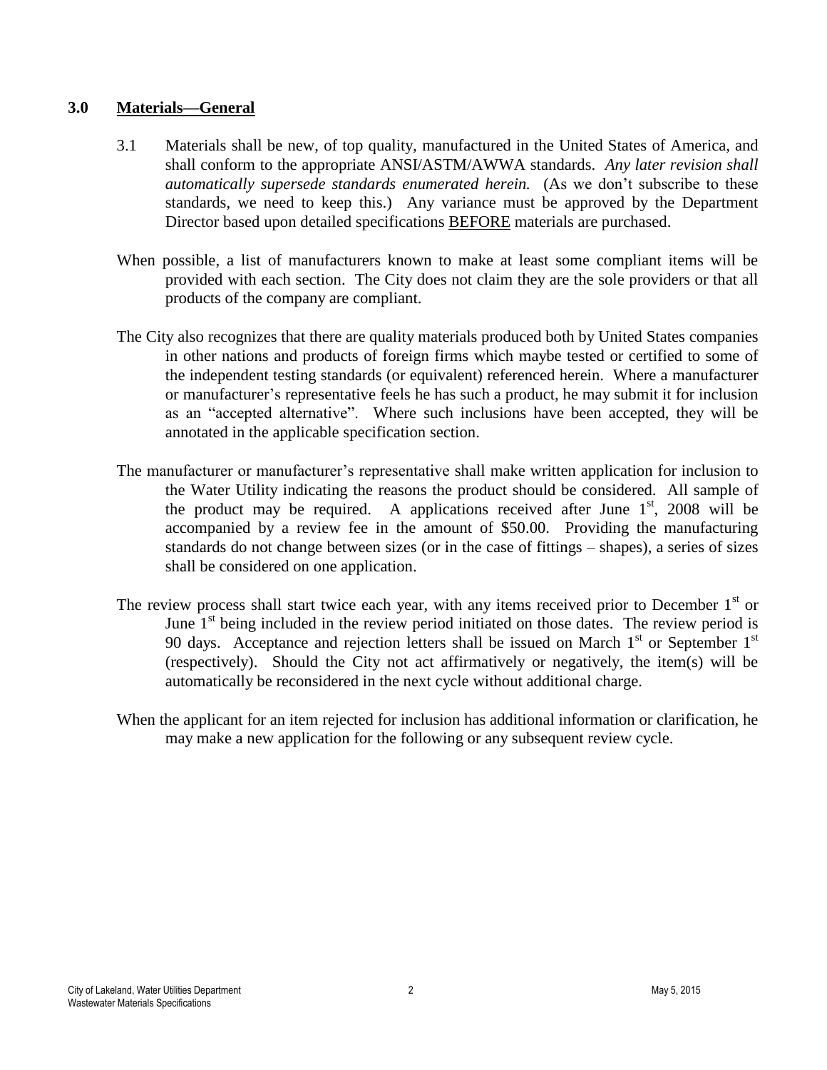## 3.0 **Materials—General**

3.1 Materials shall be new, of top quality, manufactured in the United States of America, and shall conform to the appropriate ANSI/ASTM/AWWA standards. *Any later revision shall automatically supersede standards enumerated herein.* (As we don't subscribe to these standards, we need to keep this.) Any variance must be approved by the Department Director based upon detailed specifications <u>BEFORE</u> materials are purchased.

When possible, a list of manufacturers known to make at least some compliant items will be provided with each section. The City does not claim they are the sole providers or that all products of the company are compliant.

The City also recognizes that there are quality materials produced both by United States companies in other nations and products of foreign firms which maybe tested or certified to some of the independent testing standards (or equivalent) referenced herein. Where a manufacturer or manufacturer's representative feels he has such a product, he may submit it for inclusion as an "accepted alternative". Where such inclusions have been accepted, they will be annotated in the applicable specification section.

The manufacturer or manufacturer's representative shall make written application for inclusion to the Water Utility indicating the reasons the product should be considered. All sample of the product may be required. A applications received after June 1st, 2008 will be accompanied by a review fee in the amount of $50.00. Providing the manufacturing standards do not change between sizes (or in the case of fittings – shapes), a series of sizes shall be considered on one application.

The review process shall start twice each year, with any items received prior to December 1st or June 1st being included in the review period initiated on those dates. The review period is 90 days. Acceptance and rejection letters shall be issued on March 1st or September 1st (respectively). Should the City not act affirmatively or negatively, the item(s) will be automatically be reconsidered in the next cycle without additional charge.

When the applicant for an item rejected for inclusion has additional information or clarification, he may make a new application for the following or any subsequent review cycle.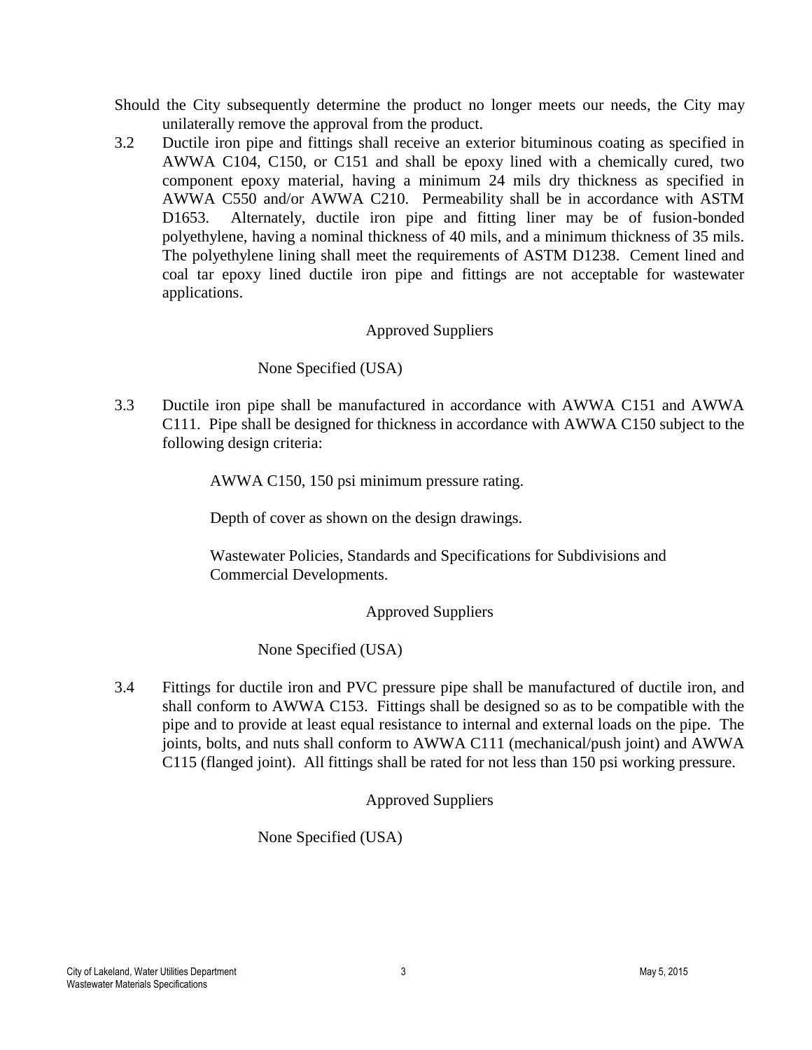Should the City subsequently determine the product no longer meets our needs, the City may unilaterally remove the approval from the product.

3.2 Ductile iron pipe and fittings shall receive an exterior bituminous coating as specified in AWWA C104, C150, or C151 and shall be epoxy lined with a chemically cured, two component epoxy material, having a minimum 24 mils dry thickness as specified in AWWA C550 and/or AWWA C210. Permeability shall be in accordance with ASTM D1653. Alternately, ductile iron pipe and fitting liner may be of fusion-bonded polyethylene, having a nominal thickness of 40 mils, and a minimum thickness of 35 mils. The polyethylene lining shall meet the requirements of ASTM D1238. Cement lined and coal tar epoxy lined ductile iron pipe and fittings are not acceptable for wastewater applications.

Approved Suppliers

None Specified (USA)

3.3 Ductile iron pipe shall be manufactured in accordance with AWWA C151 and AWWA C111. Pipe shall be designed for thickness in accordance with AWWA C150 subject to the following design criteria:

AWWA C150, 150 psi minimum pressure rating.

Depth of cover as shown on the design drawings.

Wastewater Policies, Standards and Specifications for Subdivisions and Commercial Developments.

Approved Suppliers

None Specified (USA)

3.4 Fittings for ductile iron and PVC pressure pipe shall be manufactured of ductile iron, and shall conform to AWWA C153. Fittings shall be designed so as to be compatible with the pipe and to provide at least equal resistance to internal and external loads on the pipe. The joints, bolts, and nuts shall conform to AWWA C111 (mechanical/push joint) and AWWA C115 (flanged joint). All fittings shall be rated for not less than 150 psi working pressure.

Approved Suppliers

None Specified (USA)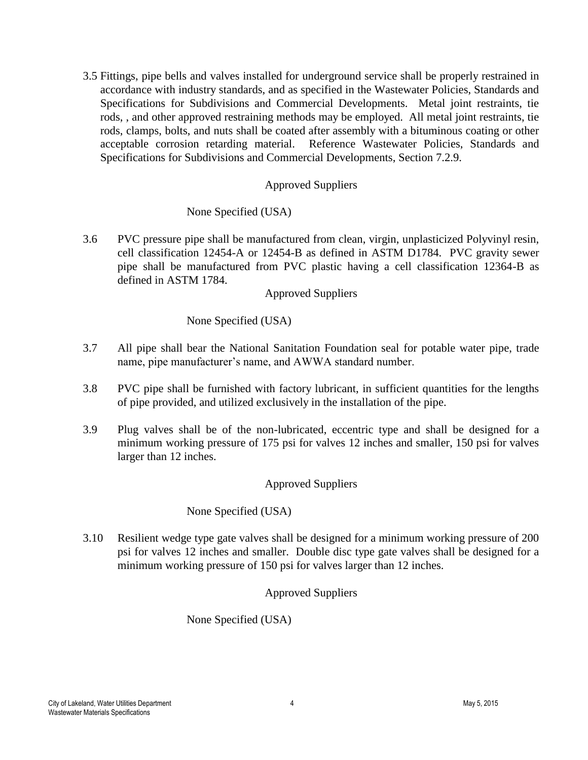3.5 Fittings, pipe bells and valves installed for underground service shall be properly restrained in accordance with industry standards, and as specified in the Wastewater Policies, Standards and Specifications for Subdivisions and Commercial Developments. Metal joint restraints, tie rods, , and other approved restraining methods may be employed. All metal joint restraints, tie rods, clamps, bolts, and nuts shall be coated after assembly with a bituminous coating or other acceptable corrosion retarding material. Reference Wastewater Policies, Standards and Specifications for Subdivisions and Commercial Developments, Section 7.2.9.

Approved Suppliers

None Specified (USA)

3.6 PVC pressure pipe shall be manufactured from clean, virgin, unplasticized Polyvinyl resin, cell classification 12454-A or 12454-B as defined in ASTM D1784. PVC gravity sewer pipe shall be manufactured from PVC plastic having a cell classification 12364-B as defined in ASTM 1784.

Approved Suppliers

None Specified (USA)

3.7 All pipe shall bear the National Sanitation Foundation seal for potable water pipe, trade name, pipe manufacturer's name, and AWWA standard number.

3.8 PVC pipe shall be furnished with factory lubricant, in sufficient quantities for the lengths of pipe provided, and utilized exclusively in the installation of the pipe.

3.9 Plug valves shall be of the non-lubricated, eccentric type and shall be designed for a minimum working pressure of 175 psi for valves 12 inches and smaller, 150 psi for valves larger than 12 inches.

Approved Suppliers

None Specified (USA)

3.10 Resilient wedge type gate valves shall be designed for a minimum working pressure of 200 psi for valves 12 inches and smaller. Double disc type gate valves shall be designed for a minimum working pressure of 150 psi for valves larger than 12 inches.

Approved Suppliers

None Specified (USA)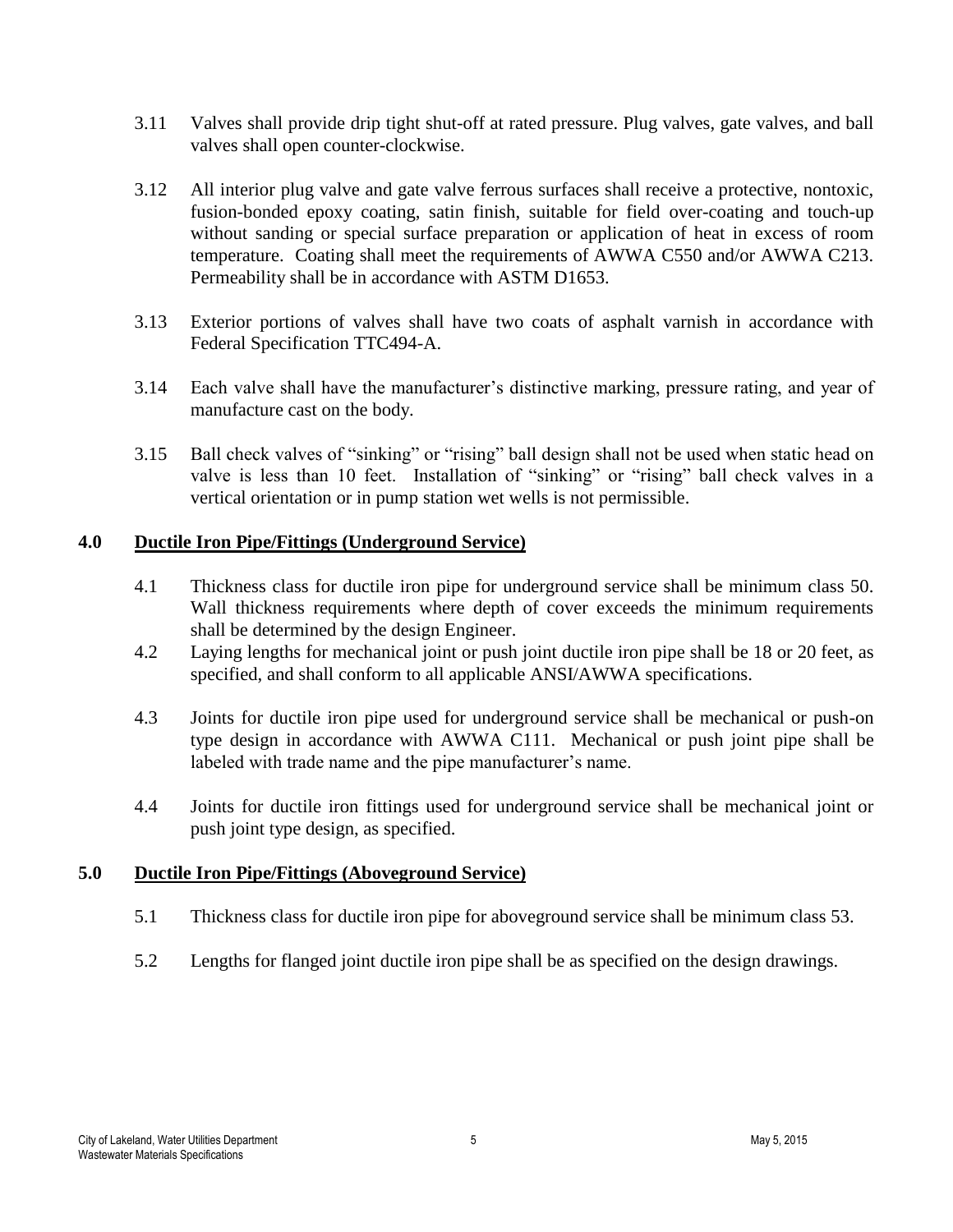3.11 Valves shall provide drip tight shut-off at rated pressure. Plug valves, gate valves, and ball valves shall open counter-clockwise.

3.12 All interior plug valve and gate valve ferrous surfaces shall receive a protective, nontoxic, fusion-bonded epoxy coating, satin finish, suitable for field over-coating and touch-up without sanding or special surface preparation or application of heat in excess of room temperature. Coating shall meet the requirements of AWWA C550 and/or AWWA C213. Permeability shall be in accordance with ASTM D1653.

3.13 Exterior portions of valves shall have two coats of asphalt varnish in accordance with Federal Specification TTC494-A.

3.14 Each valve shall have the manufacturer's distinctive marking, pressure rating, and year of manufacture cast on the body.

3.15 Ball check valves of "sinking" or "rising" ball design shall not be used when static head on valve is less than 10 feet. Installation of "sinking" or "rising" ball check valves in a vertical orientation or in pump station wet wells is not permissible.

## 4.0 Ductile Iron Pipe/Fittings (Underground Service)

4.1 Thickness class for ductile iron pipe for underground service shall be minimum class 50. Wall thickness requirements where depth of cover exceeds the minimum requirements shall be determined by the design Engineer.

4.2 Laying lengths for mechanical joint or push joint ductile iron pipe shall be 18 or 20 feet, as specified, and shall conform to all applicable ANSI/AWWA specifications.

4.3 Joints for ductile iron pipe used for underground service shall be mechanical or push-on type design in accordance with AWWA C111. Mechanical or push joint pipe shall be labeled with trade name and the pipe manufacturer's name.

4.4 Joints for ductile iron fittings used for underground service shall be mechanical joint or push joint type design, as specified.

## 5.0 Ductile Iron Pipe/Fittings (Aboveground Service)

5.1 Thickness class for ductile iron pipe for aboveground service shall be minimum class 53.

5.2 Lengths for flanged joint ductile iron pipe shall be as specified on the design drawings.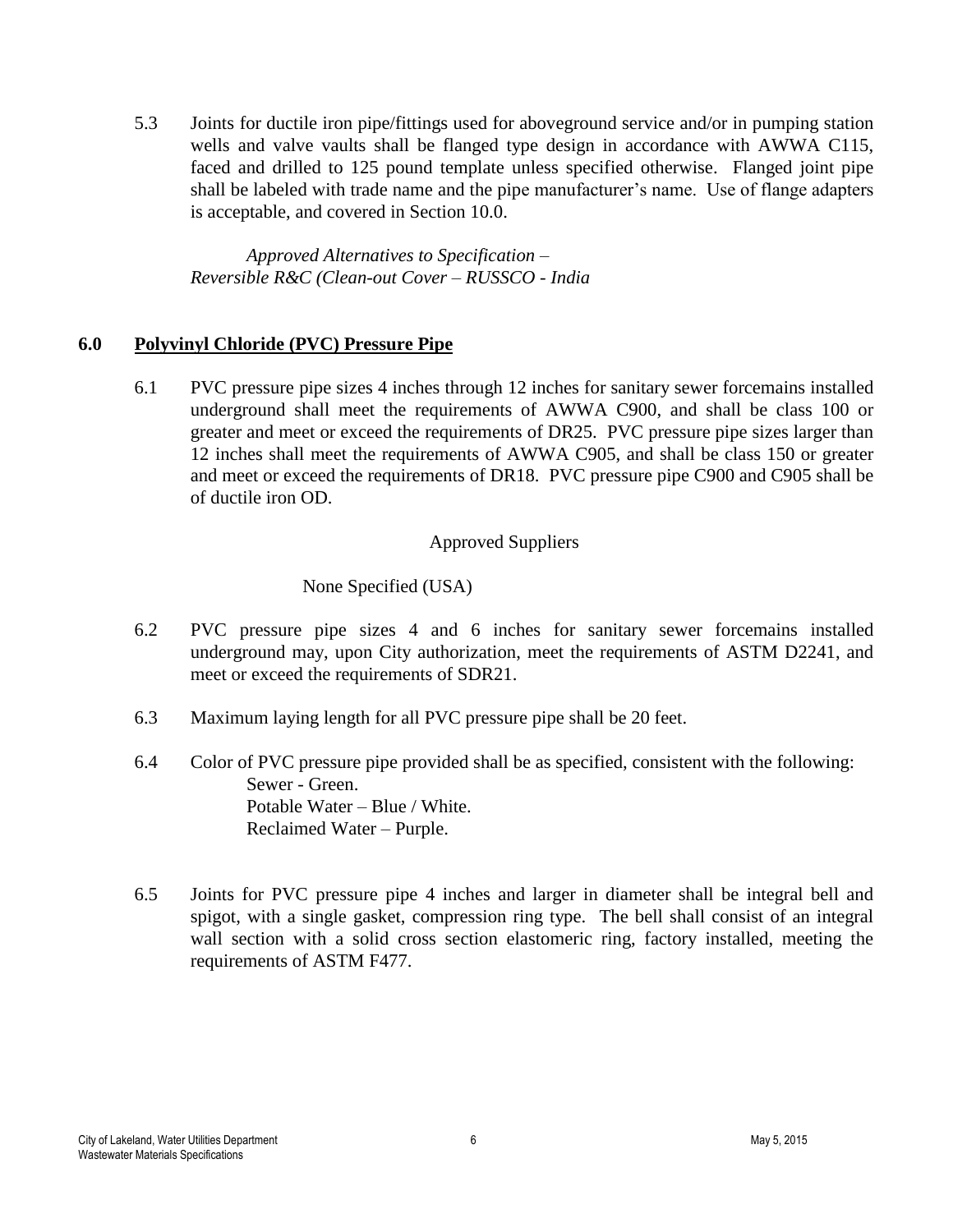5.3 Joints for ductile iron pipe/fittings used for aboveground service and/or in pumping station wells and valve vaults shall be flanged type design in accordance with AWWA C115, faced and drilled to 125 pound template unless specified otherwise. Flanged joint pipe shall be labeled with trade name and the pipe manufacturer's name. Use of flange adapters is acceptable, and covered in Section 10.0.

*Approved Alternatives to Specification –*
*Reversible R&C (Clean-out Cover – RUSSCO - India*

## 6.0 Polyvinyl Chloride (PVC) Pressure Pipe

6.1 PVC pressure pipe sizes 4 inches through 12 inches for sanitary sewer forcemains installed underground shall meet the requirements of AWWA C900, and shall be class 100 or greater and meet or exceed the requirements of DR25. PVC pressure pipe sizes larger than 12 inches shall meet the requirements of AWWA C905, and shall be class 150 or greater and meet or exceed the requirements of DR18. PVC pressure pipe C900 and C905 shall be of ductile iron OD.

Approved Suppliers

None Specified (USA)

6.2 PVC pressure pipe sizes 4 and 6 inches for sanitary sewer forcemains installed underground may, upon City authorization, meet the requirements of ASTM D2241, and meet or exceed the requirements of SDR21.

6.3 Maximum laying length for all PVC pressure pipe shall be 20 feet.

6.4 Color of PVC pressure pipe provided shall be as specified, consistent with the following:
Sewer - Green.
Potable Water – Blue / White.
Reclaimed Water – Purple.

6.5 Joints for PVC pressure pipe 4 inches and larger in diameter shall be integral bell and spigot, with a single gasket, compression ring type. The bell shall consist of an integral wall section with a solid cross section elastomeric ring, factory installed, meeting the requirements of ASTM F477.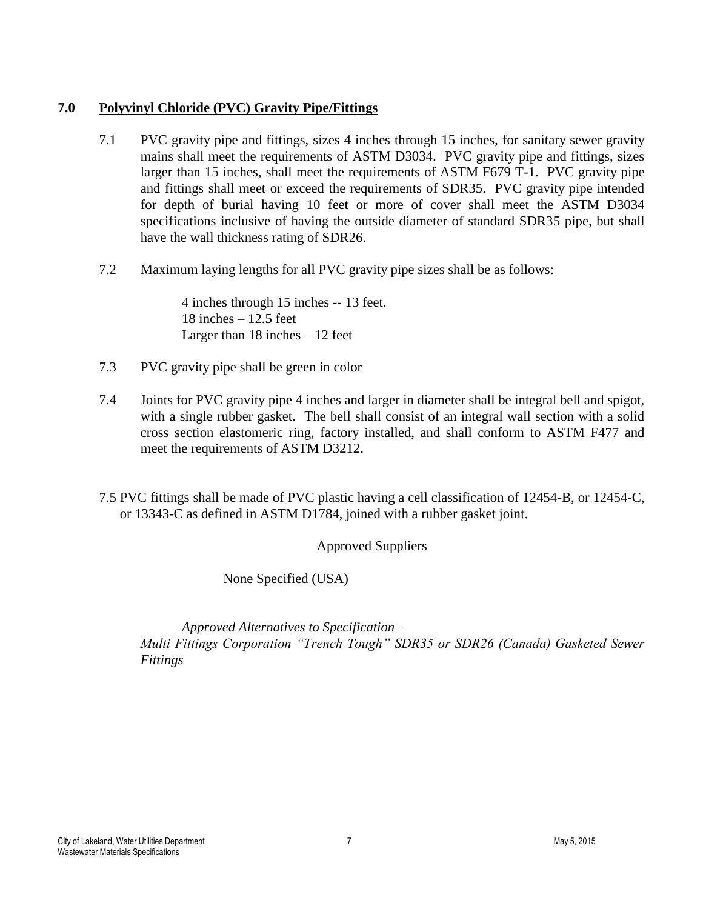## 7.0 Polyvinyl Chloride (PVC) Gravity Pipe/Fittings

7.1 PVC gravity pipe and fittings, sizes 4 inches through 15 inches, for sanitary sewer gravity mains shall meet the requirements of ASTM D3034. PVC gravity pipe and fittings, sizes larger than 15 inches, shall meet the requirements of ASTM F679 T-1. PVC gravity pipe and fittings shall meet or exceed the requirements of SDR35. PVC gravity pipe intended for depth of burial having 10 feet or more of cover shall meet the ASTM D3034 specifications inclusive of having the outside diameter of standard SDR35 pipe, but shall have the wall thickness rating of SDR26.

7.2 Maximum laying lengths for all PVC gravity pipe sizes shall be as follows:

4 inches through 15 inches -- 13 feet.
18 inches – 12.5 feet
Larger than 18 inches – 12 feet

7.3 PVC gravity pipe shall be green in color

7.4 Joints for PVC gravity pipe 4 inches and larger in diameter shall be integral bell and spigot, with a single rubber gasket. The bell shall consist of an integral wall section with a solid cross section elastomeric ring, factory installed, and shall conform to ASTM F477 and meet the requirements of ASTM D3212.

7.5 PVC fittings shall be made of PVC plastic having a cell classification of 12454-B, or 12454-C, or 13343-C as defined in ASTM D1784, joined with a rubber gasket joint.

Approved Suppliers

None Specified (USA)

*Approved Alternatives to Specification –*
*Multi Fittings Corporation "Trench Tough" SDR35 or SDR26 (Canada) Gasketed Sewer Fittings*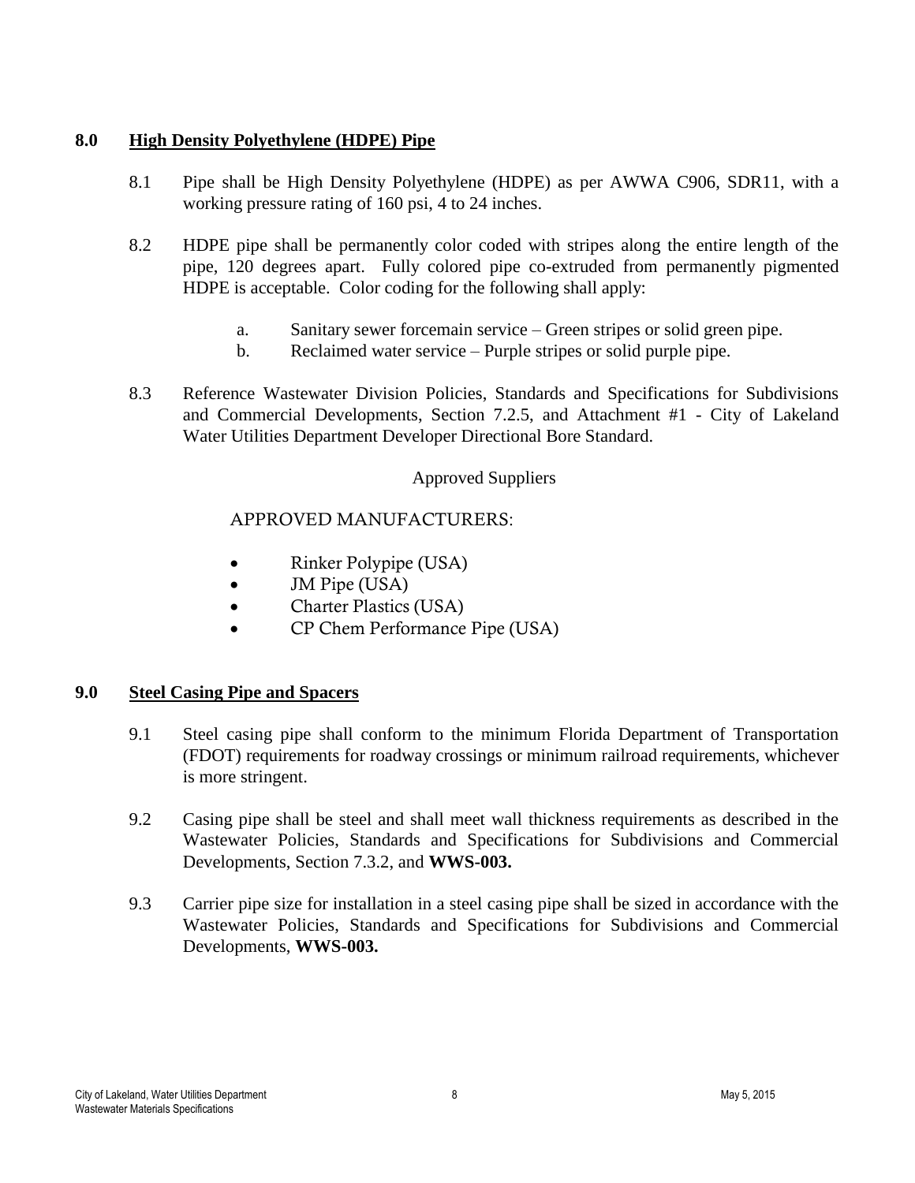## 8.0 High Density Polyethylene (HDPE) Pipe

8.1 Pipe shall be High Density Polyethylene (HDPE) as per AWWA C906, SDR11, with a working pressure rating of 160 psi, 4 to 24 inches.

8.2 HDPE pipe shall be permanently color coded with stripes along the entire length of the pipe, 120 degrees apart. Fully colored pipe co-extruded from permanently pigmented HDPE is acceptable. Color coding for the following shall apply:

a. Sanitary sewer forcemain service – Green stripes or solid green pipe.
b. Reclaimed water service – Purple stripes or solid purple pipe.

8.3 Reference Wastewater Division Policies, Standards and Specifications for Subdivisions and Commercial Developments, Section 7.2.5, and Attachment #1 - City of Lakeland Water Utilities Department Developer Directional Bore Standard.

Approved Suppliers

APPROVED MANUFACTURERS:

- Rinker Polypipe (USA)
- JM Pipe (USA)
- Charter Plastics (USA)
- CP Chem Performance Pipe (USA)

## 9.0 Steel Casing Pipe and Spacers

9.1 Steel casing pipe shall conform to the minimum Florida Department of Transportation (FDOT) requirements for roadway crossings or minimum railroad requirements, whichever is more stringent.

9.2 Casing pipe shall be steel and shall meet wall thickness requirements as described in the Wastewater Policies, Standards and Specifications for Subdivisions and Commercial Developments, Section 7.3.2, and **WWS-003.**

9.3 Carrier pipe size for installation in a steel casing pipe shall be sized in accordance with the Wastewater Policies, Standards and Specifications for Subdivisions and Commercial Developments, **WWS-003.**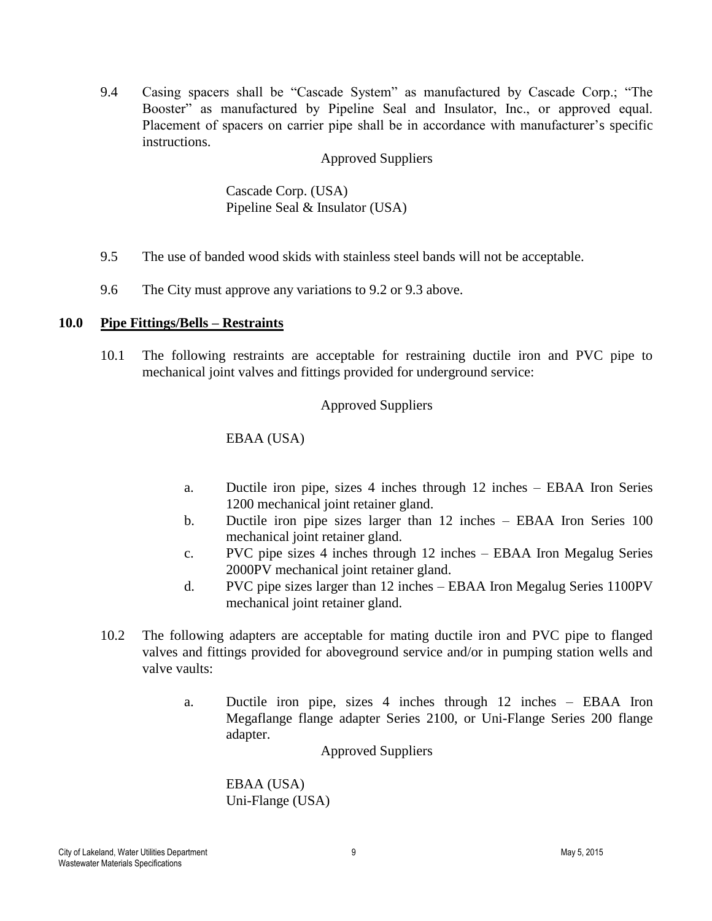9.4 Casing spacers shall be “Cascade System” as manufactured by Cascade Corp.; “The Booster” as manufactured by Pipeline Seal and Insulator, Inc., or approved equal. Placement of spacers on carrier pipe shall be in accordance with manufacturer’s specific instructions.

Approved Suppliers

Cascade Corp. (USA)
Pipeline Seal & Insulator (USA)

9.5 The use of banded wood skids with stainless steel bands will not be acceptable.

9.6 The City must approve any variations to 9.2 or 9.3 above.

## 10.0 Pipe Fittings/Bells – Restraints

10.1 The following restraints are acceptable for restraining ductile iron and PVC pipe to mechanical joint valves and fittings provided for underground service:

Approved Suppliers

EBAA (USA)

a. Ductile iron pipe, sizes 4 inches through 12 inches – EBAA Iron Series 1200 mechanical joint retainer gland.
b. Ductile iron pipe sizes larger than 12 inches – EBAA Iron Series 100 mechanical joint retainer gland.
c. PVC pipe sizes 4 inches through 12 inches – EBAA Iron Megalug Series 2000PV mechanical joint retainer gland.
d. PVC pipe sizes larger than 12 inches – EBAA Iron Megalug Series 1100PV mechanical joint retainer gland.

10.2 The following adapters are acceptable for mating ductile iron and PVC pipe to flanged valves and fittings provided for aboveground service and/or in pumping station wells and valve vaults:

a. Ductile iron pipe, sizes 4 inches through 12 inches – EBAA Iron Megaflange flange adapter Series 2100, or Uni-Flange Series 200 flange adapter.

Approved Suppliers

EBAA (USA)
Uni-Flange (USA)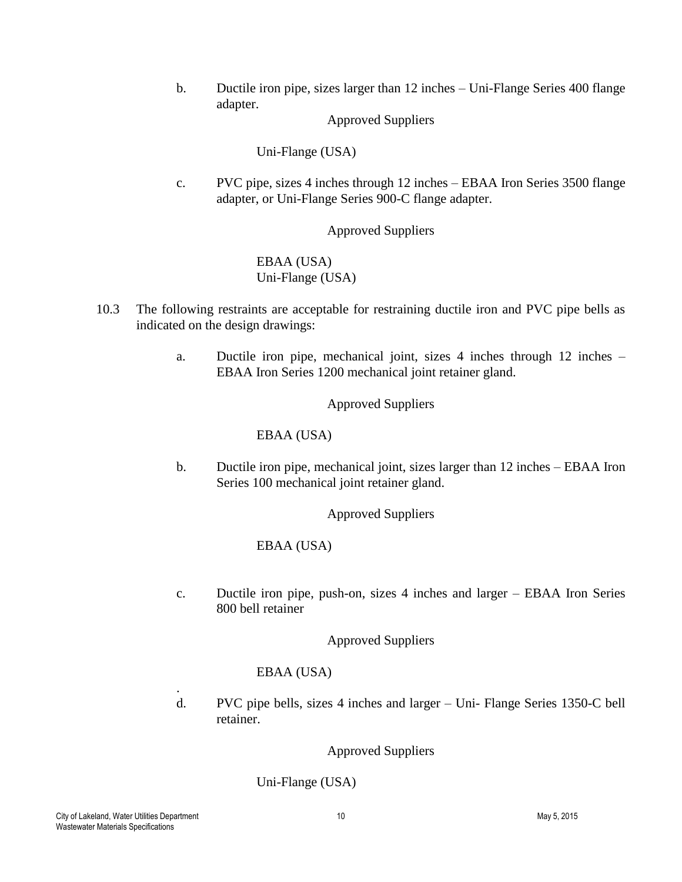b. Ductile iron pipe, sizes larger than 12 inches – Uni-Flange Series 400 flange adapter.

Approved Suppliers

Uni-Flange (USA)

c. PVC pipe, sizes 4 inches through 12 inches – EBAA Iron Series 3500 flange adapter, or Uni-Flange Series 900-C flange adapter.

Approved Suppliers

EBAA (USA)
Uni-Flange (USA)

10.3 The following restraints are acceptable for restraining ductile iron and PVC pipe bells as indicated on the design drawings:

a. Ductile iron pipe, mechanical joint, sizes 4 inches through 12 inches – EBAA Iron Series 1200 mechanical joint retainer gland.

Approved Suppliers

EBAA (USA)

b. Ductile iron pipe, mechanical joint, sizes larger than 12 inches – EBAA Iron Series 100 mechanical joint retainer gland.

Approved Suppliers

EBAA (USA)

c. Ductile iron pipe, push-on, sizes 4 inches and larger – EBAA Iron Series 800 bell retainer

Approved Suppliers

EBAA (USA)

.

d. PVC pipe bells, sizes 4 inches and larger – Uni- Flange Series 1350-C bell retainer.

Approved Suppliers

Uni-Flange (USA)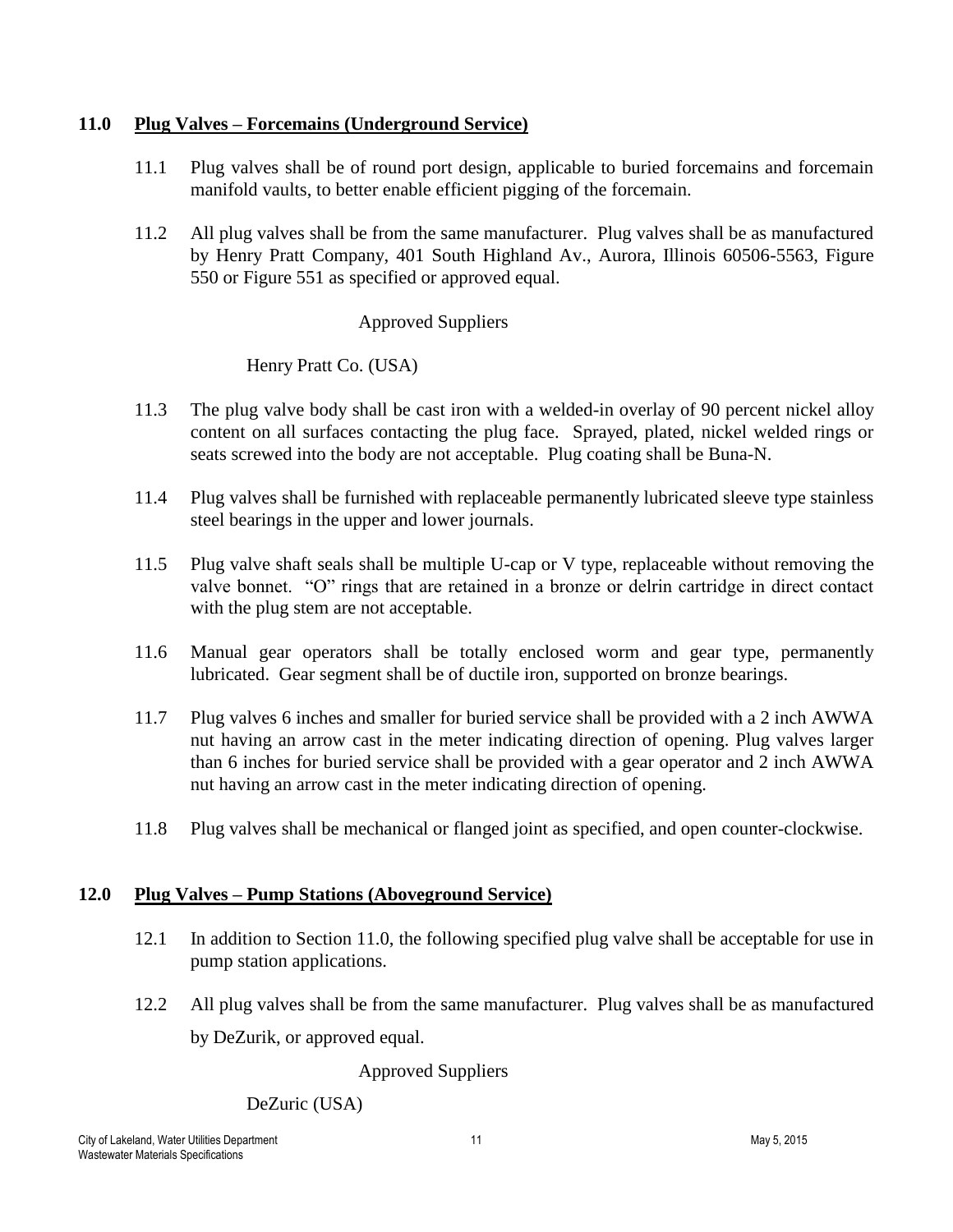## 11.0 Plug Valves – Forcemains (Underground Service)

11.1 Plug valves shall be of round port design, applicable to buried forcemains and forcemain manifold vaults, to better enable efficient pigging of the forcemain.

11.2 All plug valves shall be from the same manufacturer. Plug valves shall be as manufactured by Henry Pratt Company, 401 South Highland Av., Aurora, Illinois 60506-5563, Figure 550 or Figure 551 as specified or approved equal.

Approved Suppliers

Henry Pratt Co. (USA)

11.3 The plug valve body shall be cast iron with a welded-in overlay of 90 percent nickel alloy content on all surfaces contacting the plug face. Sprayed, plated, nickel welded rings or seats screwed into the body are not acceptable. Plug coating shall be Buna-N.

11.4 Plug valves shall be furnished with replaceable permanently lubricated sleeve type stainless steel bearings in the upper and lower journals.

11.5 Plug valve shaft seals shall be multiple U-cap or V type, replaceable without removing the valve bonnet. "O" rings that are retained in a bronze or delrin cartridge in direct contact with the plug stem are not acceptable.

11.6 Manual gear operators shall be totally enclosed worm and gear type, permanently lubricated. Gear segment shall be of ductile iron, supported on bronze bearings.

11.7 Plug valves 6 inches and smaller for buried service shall be provided with a 2 inch AWWA nut having an arrow cast in the meter indicating direction of opening. Plug valves larger than 6 inches for buried service shall be provided with a gear operator and 2 inch AWWA nut having an arrow cast in the meter indicating direction of opening.

11.8 Plug valves shall be mechanical or flanged joint as specified, and open counter-clockwise.

## 12.0 Plug Valves – Pump Stations (Aboveground Service)

12.1 In addition to Section 11.0, the following specified plug valve shall be acceptable for use in pump station applications.

12.2 All plug valves shall be from the same manufacturer. Plug valves shall be as manufactured by DeZurik, or approved equal.

Approved Suppliers

DeZuric (USA)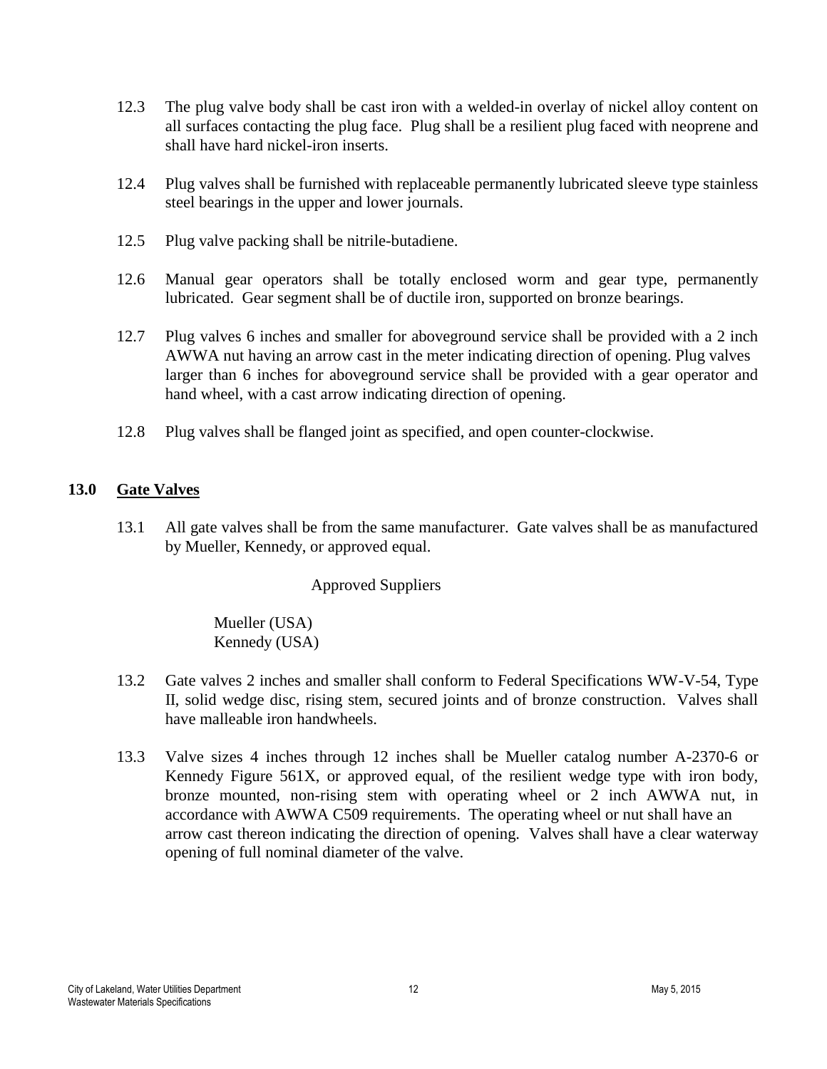12.3 The plug valve body shall be cast iron with a welded-in overlay of nickel alloy content on all surfaces contacting the plug face. Plug shall be a resilient plug faced with neoprene and shall have hard nickel-iron inserts.

12.4 Plug valves shall be furnished with replaceable permanently lubricated sleeve type stainless steel bearings in the upper and lower journals.

12.5 Plug valve packing shall be nitrile-butadiene.

12.6 Manual gear operators shall be totally enclosed worm and gear type, permanently lubricated. Gear segment shall be of ductile iron, supported on bronze bearings.

12.7 Plug valves 6 inches and smaller for aboveground service shall be provided with a 2 inch AWWA nut having an arrow cast in the meter indicating direction of opening. Plug valves larger than 6 inches for aboveground service shall be provided with a gear operator and hand wheel, with a cast arrow indicating direction of opening.

12.8 Plug valves shall be flanged joint as specified, and open counter-clockwise.

## 13.0 Gate Valves

13.1 All gate valves shall be from the same manufacturer. Gate valves shall be as manufactured by Mueller, Kennedy, or approved equal.

Approved Suppliers

Mueller (USA)
Kennedy (USA)

13.2 Gate valves 2 inches and smaller shall conform to Federal Specifications WW-V-54, Type II, solid wedge disc, rising stem, secured joints and of bronze construction. Valves shall have malleable iron handwheels.

13.3 Valve sizes 4 inches through 12 inches shall be Mueller catalog number A-2370-6 or Kennedy Figure 561X, or approved equal, of the resilient wedge type with iron body, bronze mounted, non-rising stem with operating wheel or 2 inch AWWA nut, in accordance with AWWA C509 requirements. The operating wheel or nut shall have an arrow cast thereon indicating the direction of opening. Valves shall have a clear waterway opening of full nominal diameter of the valve.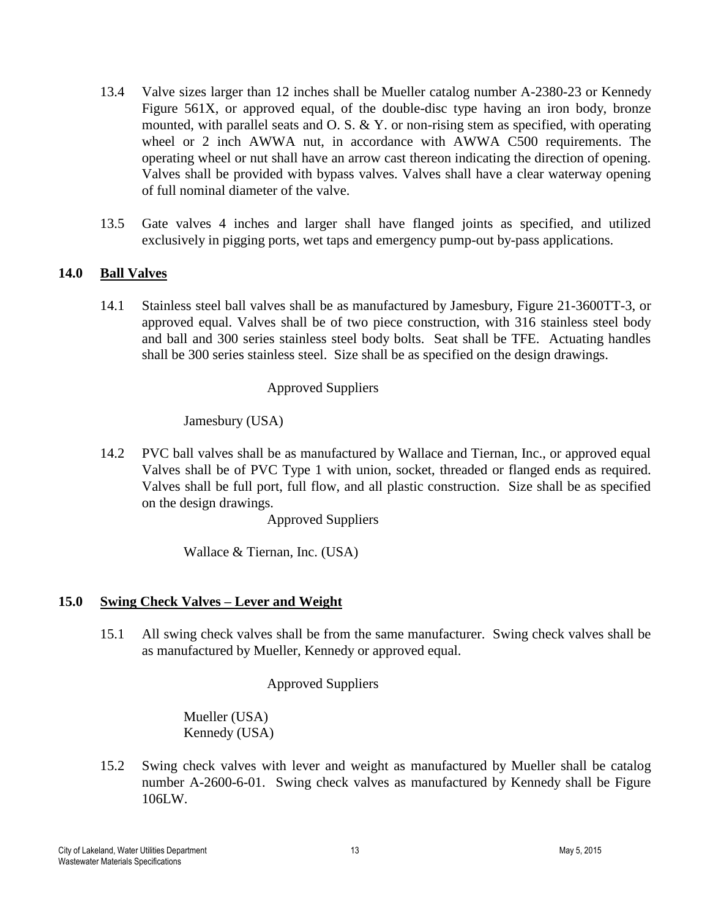13.4 Valve sizes larger than 12 inches shall be Mueller catalog number A-2380-23 or Kennedy Figure 561X, or approved equal, of the double-disc type having an iron body, bronze mounted, with parallel seats and O. S. & Y. or non-rising stem as specified, with operating wheel or 2 inch AWWA nut, in accordance with AWWA C500 requirements. The operating wheel or nut shall have an arrow cast thereon indicating the direction of opening. Valves shall be provided with bypass valves. Valves shall have a clear waterway opening of full nominal diameter of the valve.

13.5 Gate valves 4 inches and larger shall have flanged joints as specified, and utilized exclusively in pigging ports, wet taps and emergency pump-out by-pass applications.

## 14.0 Ball Valves

14.1 Stainless steel ball valves shall be as manufactured by Jamesbury, Figure 21-3600TT-3, or approved equal. Valves shall be of two piece construction, with 316 stainless steel body and ball and 300 series stainless steel body bolts. Seat shall be TFE. Actuating handles shall be 300 series stainless steel. Size shall be as specified on the design drawings.

Approved Suppliers

Jamesbury (USA)

14.2 PVC ball valves shall be as manufactured by Wallace and Tiernan, Inc., or approved equal Valves shall be of PVC Type 1 with union, socket, threaded or flanged ends as required. Valves shall be full port, full flow, and all plastic construction. Size shall be as specified on the design drawings.

Approved Suppliers

Wallace & Tiernan, Inc. (USA)

## 15.0 Swing Check Valves – Lever and Weight

15.1 All swing check valves shall be from the same manufacturer. Swing check valves shall be as manufactured by Mueller, Kennedy or approved equal.

Approved Suppliers

Mueller (USA)
Kennedy (USA)

15.2 Swing check valves with lever and weight as manufactured by Mueller shall be catalog number A-2600-6-01. Swing check valves as manufactured by Kennedy shall be Figure 106LW.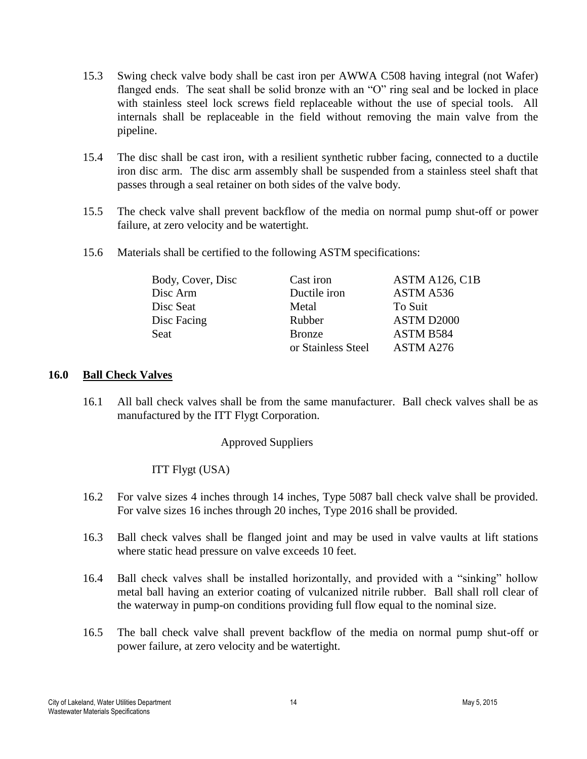15.3 Swing check valve body shall be cast iron per AWWA C508 having integral (not Wafer) flanged ends. The seat shall be solid bronze with an "O" ring seal and be locked in place with stainless steel lock screws field replaceable without the use of special tools. All internals shall be replaceable in the field without removing the main valve from the pipeline.

15.4 The disc shall be cast iron, with a resilient synthetic rubber facing, connected to a ductile iron disc arm. The disc arm assembly shall be suspended from a stainless steel shaft that passes through a seal retainer on both sides of the valve body.

15.5 The check valve shall prevent backflow of the media on normal pump shut-off or power failure, at zero velocity and be watertight.

15.6 Materials shall be certified to the following ASTM specifications:

| | | |
|---|---|---|
| Body, Cover, Disc | Cast iron | ASTM A126, C1B |
| Disc Arm | Ductile iron | ASTM A536 |
| Disc Seat | Metal | To Suit |
| Disc Facing | Rubber | ASTM D2000 |
| Seat | Bronze | ASTM B584 |
| | or Stainless Steel | ASTM A276 |

## 16.0 Ball Check Valves

16.1 All ball check valves shall be from the same manufacturer. Ball check valves shall be as manufactured by the ITT Flygt Corporation.

Approved Suppliers

ITT Flygt (USA)

16.2 For valve sizes 4 inches through 14 inches, Type 5087 ball check valve shall be provided. For valve sizes 16 inches through 20 inches, Type 2016 shall be provided.

16.3 Ball check valves shall be flanged joint and may be used in valve vaults at lift stations where static head pressure on valve exceeds 10 feet.

16.4 Ball check valves shall be installed horizontally, and provided with a "sinking" hollow metal ball having an exterior coating of vulcanized nitrile rubber. Ball shall roll clear of the waterway in pump-on conditions providing full flow equal to the nominal size.

16.5 The ball check valve shall prevent backflow of the media on normal pump shut-off or power failure, at zero velocity and be watertight.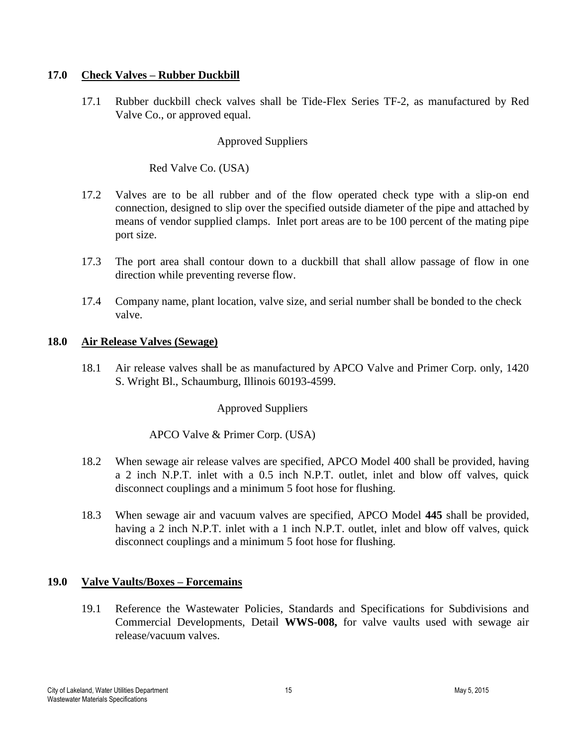## 17.0 Check Valves – Rubber Duckbill

17.1 Rubber duckbill check valves shall be Tide-Flex Series TF-2, as manufactured by Red Valve Co., or approved equal.

Approved Suppliers

Red Valve Co. (USA)

17.2 Valves are to be all rubber and of the flow operated check type with a slip-on end connection, designed to slip over the specified outside diameter of the pipe and attached by means of vendor supplied clamps. Inlet port areas are to be 100 percent of the mating pipe port size.

17.3 The port area shall contour down to a duckbill that shall allow passage of flow in one direction while preventing reverse flow.

17.4 Company name, plant location, valve size, and serial number shall be bonded to the check valve.

## 18.0 Air Release Valves (Sewage)

18.1 Air release valves shall be as manufactured by APCO Valve and Primer Corp. only, 1420 S. Wright Bl., Schaumburg, Illinois 60193-4599.

Approved Suppliers

APCO Valve & Primer Corp. (USA)

18.2 When sewage air release valves are specified, APCO Model 400 shall be provided, having a 2 inch N.P.T. inlet with a 0.5 inch N.P.T. outlet, inlet and blow off valves, quick disconnect couplings and a minimum 5 foot hose for flushing.

18.3 When sewage air and vacuum valves are specified, APCO Model **445** shall be provided, having a 2 inch N.P.T. inlet with a 1 inch N.P.T. outlet, inlet and blow off valves, quick disconnect couplings and a minimum 5 foot hose for flushing.

## 19.0 Valve Vaults/Boxes – Forcemains

19.1 Reference the Wastewater Policies, Standards and Specifications for Subdivisions and Commercial Developments, Detail **WWS-008,** for valve vaults used with sewage air release/vacuum valves.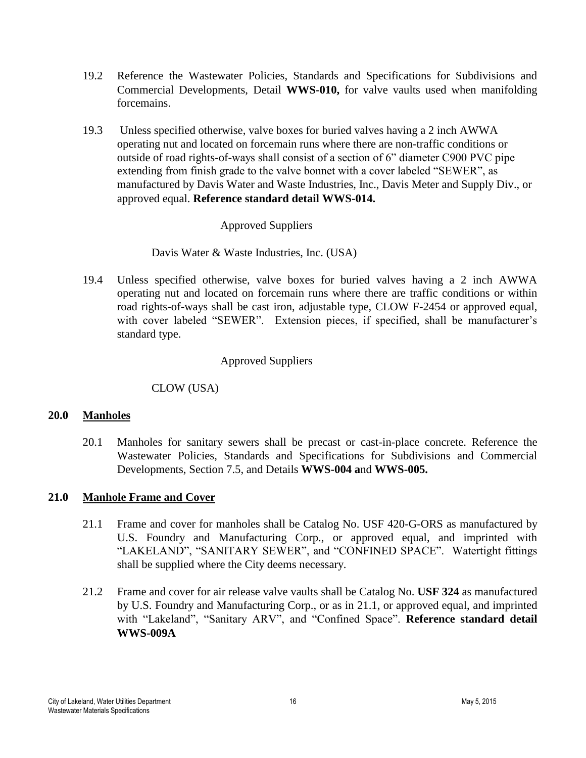19.2 Reference the Wastewater Policies, Standards and Specifications for Subdivisions and Commercial Developments, Detail **WWS-010,** for valve vaults used when manifolding forcemains.

19.3 Unless specified otherwise, valve boxes for buried valves having a 2 inch AWWA operating nut and located on forcemain runs where there are non-traffic conditions or outside of road rights-of-ways shall consist of a section of 6" diameter C900 PVC pipe extending from finish grade to the valve bonnet with a cover labeled "SEWER", as manufactured by Davis Water and Waste Industries, Inc., Davis Meter and Supply Div., or approved equal. **Reference standard detail WWS-014.**

Approved Suppliers

Davis Water & Waste Industries, Inc. (USA)

19.4 Unless specified otherwise, valve boxes for buried valves having a 2 inch AWWA operating nut and located on forcemain runs where there are traffic conditions or within road rights-of-ways shall be cast iron, adjustable type, CLOW F-2454 or approved equal, with cover labeled "SEWER". Extension pieces, if specified, shall be manufacturer's standard type.

Approved Suppliers

CLOW (USA)

## 20.0 Manholes

20.1 Manholes for sanitary sewers shall be precast or cast-in-place concrete. Reference the Wastewater Policies, Standards and Specifications for Subdivisions and Commercial Developments, Section 7.5, and Details **WWS-004 a**nd **WWS-005.**

## 21.0 Manhole Frame and Cover

21.1 Frame and cover for manholes shall be Catalog No. USF 420-G-ORS as manufactured by U.S. Foundry and Manufacturing Corp., or approved equal, and imprinted with "LAKELAND", "SANITARY SEWER", and "CONFINED SPACE". Watertight fittings shall be supplied where the City deems necessary.

21.2 Frame and cover for air release valve vaults shall be Catalog No. **USF 324** as manufactured by U.S. Foundry and Manufacturing Corp., or as in 21.1, or approved equal, and imprinted with "Lakeland", "Sanitary ARV", and "Confined Space". **Reference standard detail WWS-009A**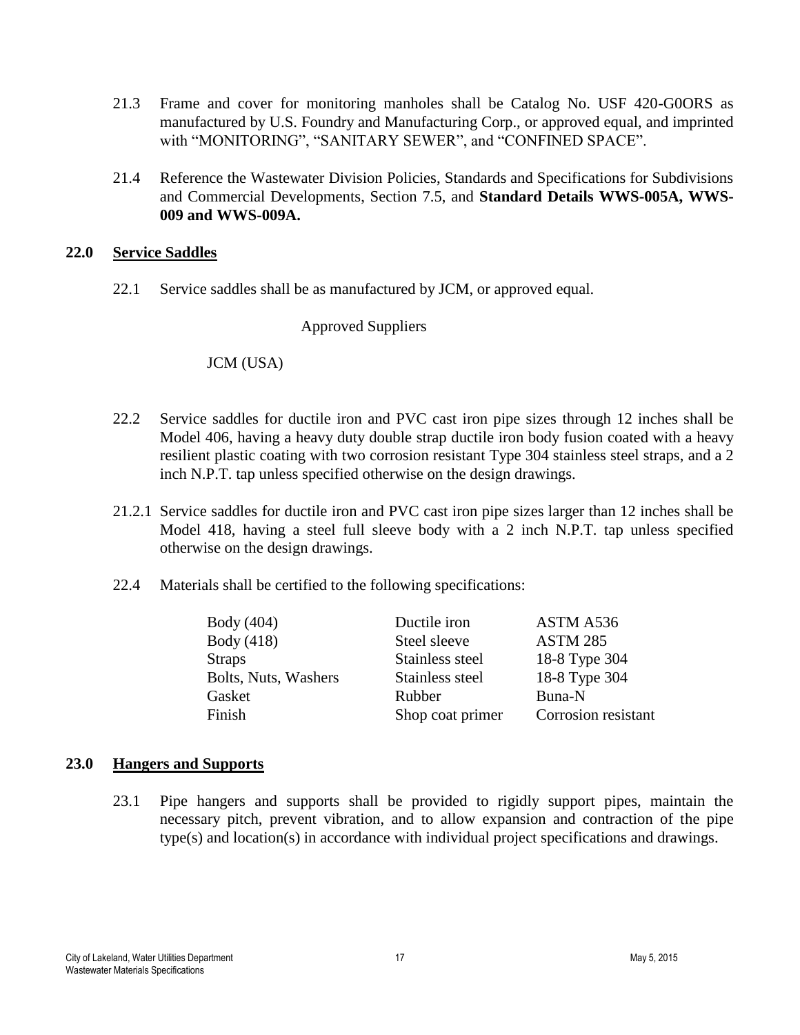21.3 Frame and cover for monitoring manholes shall be Catalog No. USF 420-G0ORS as manufactured by U.S. Foundry and Manufacturing Corp., or approved equal, and imprinted with "MONITORING", "SANITARY SEWER", and "CONFINED SPACE".

21.4 Reference the Wastewater Division Policies, Standards and Specifications for Subdivisions and Commercial Developments, Section 7.5, and **Standard Details WWS-005A, WWS-009 and WWS-009A.**

## 22.0 Service Saddles

22.1 Service saddles shall be as manufactured by JCM, or approved equal.

Approved Suppliers

JCM (USA)

22.2 Service saddles for ductile iron and PVC cast iron pipe sizes through 12 inches shall be Model 406, having a heavy duty double strap ductile iron body fusion coated with a heavy resilient plastic coating with two corrosion resistant Type 304 stainless steel straps, and a 2 inch N.P.T. tap unless specified otherwise on the design drawings.

21.2.1 Service saddles for ductile iron and PVC cast iron pipe sizes larger than 12 inches shall be Model 418, having a steel full sleeve body with a 2 inch N.P.T. tap unless specified otherwise on the design drawings.

22.4 Materials shall be certified to the following specifications:

| | | |
|---|---|---|
| Body (404) | Ductile iron | ASTM A536 |
| Body (418) | Steel sleeve | ASTM 285 |
| Straps | Stainless steel | 18-8 Type 304 |
| Bolts, Nuts, Washers | Stainless steel | 18-8 Type 304 |
| Gasket | Rubber | Buna-N |
| Finish | Shop coat primer | Corrosion resistant |

## 23.0 Hangers and Supports

23.1 Pipe hangers and supports shall be provided to rigidly support pipes, maintain the necessary pitch, prevent vibration, and to allow expansion and contraction of the pipe type(s) and location(s) in accordance with individual project specifications and drawings.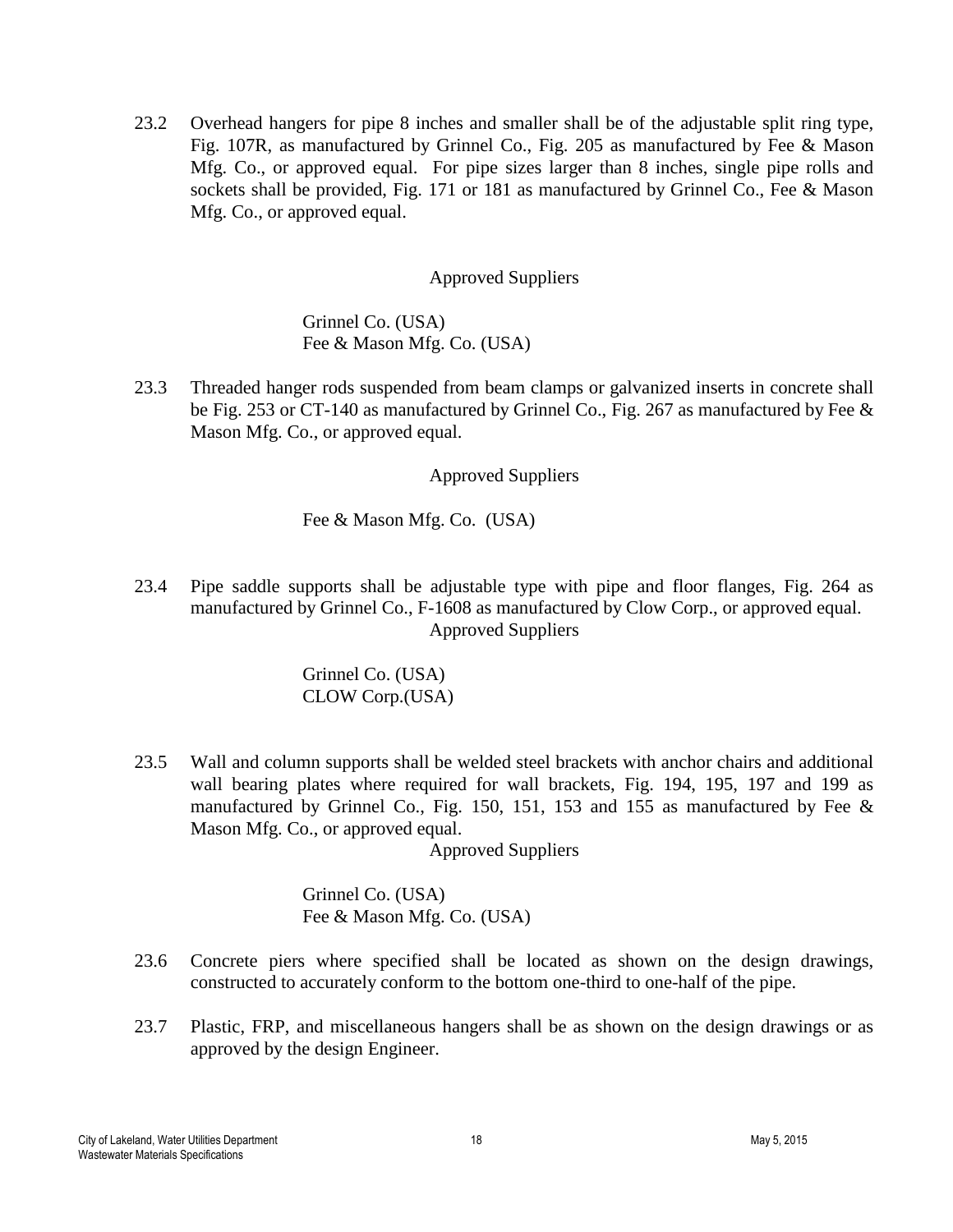23.2 Overhead hangers for pipe 8 inches and smaller shall be of the adjustable split ring type, Fig. 107R, as manufactured by Grinnel Co., Fig. 205 as manufactured by Fee & Mason Mfg. Co., or approved equal. For pipe sizes larger than 8 inches, single pipe rolls and sockets shall be provided, Fig. 171 or 181 as manufactured by Grinnel Co., Fee & Mason Mfg. Co., or approved equal.

Approved Suppliers

Grinnel Co. (USA)
Fee & Mason Mfg. Co. (USA)

23.3 Threaded hanger rods suspended from beam clamps or galvanized inserts in concrete shall be Fig. 253 or CT-140 as manufactured by Grinnel Co., Fig. 267 as manufactured by Fee & Mason Mfg. Co., or approved equal.

Approved Suppliers

Fee & Mason Mfg. Co. (USA)

23.4 Pipe saddle supports shall be adjustable type with pipe and floor flanges, Fig. 264 as manufactured by Grinnel Co., F-1608 as manufactured by Clow Corp., or approved equal.

Approved Suppliers

Grinnel Co. (USA)
CLOW Corp.(USA)

23.5 Wall and column supports shall be welded steel brackets with anchor chairs and additional wall bearing plates where required for wall brackets, Fig. 194, 195, 197 and 199 as manufactured by Grinnel Co., Fig. 150, 151, 153 and 155 as manufactured by Fee & Mason Mfg. Co., or approved equal.

Approved Suppliers

Grinnel Co. (USA)
Fee & Mason Mfg. Co. (USA)

23.6 Concrete piers where specified shall be located as shown on the design drawings, constructed to accurately conform to the bottom one-third to one-half of the pipe.

23.7 Plastic, FRP, and miscellaneous hangers shall be as shown on the design drawings or as approved by the design Engineer.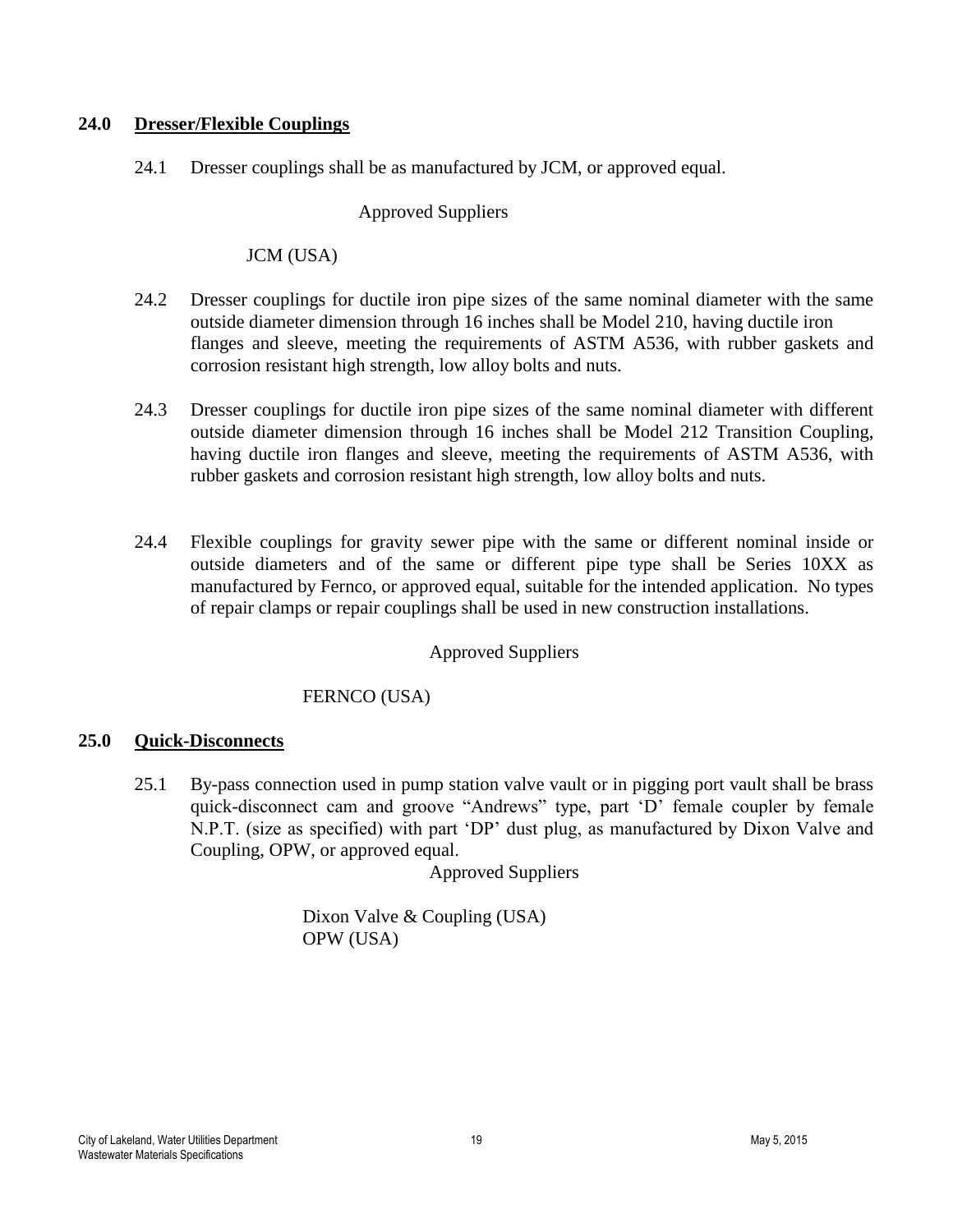## 24.0 Dresser/Flexible Couplings

24.1 Dresser couplings shall be as manufactured by JCM, or approved equal.

Approved Suppliers

JCM (USA)

24.2 Dresser couplings for ductile iron pipe sizes of the same nominal diameter with the same outside diameter dimension through 16 inches shall be Model 210, having ductile iron flanges and sleeve, meeting the requirements of ASTM A536, with rubber gaskets and corrosion resistant high strength, low alloy bolts and nuts.

24.3 Dresser couplings for ductile iron pipe sizes of the same nominal diameter with different outside diameter dimension through 16 inches shall be Model 212 Transition Coupling, having ductile iron flanges and sleeve, meeting the requirements of ASTM A536, with rubber gaskets and corrosion resistant high strength, low alloy bolts and nuts.

24.4 Flexible couplings for gravity sewer pipe with the same or different nominal inside or outside diameters and of the same or different pipe type shall be Series 10XX as manufactured by Fernco, or approved equal, suitable for the intended application. No types of repair clamps or repair couplings shall be used in new construction installations.

Approved Suppliers

FERNCO (USA)

## 25.0 Quick-Disconnects

25.1 By-pass connection used in pump station valve vault or in pigging port vault shall be brass quick-disconnect cam and groove "Andrews" type, part 'D' female coupler by female N.P.T. (size as specified) with part 'DP' dust plug, as manufactured by Dixon Valve and Coupling, OPW, or approved equal.

Approved Suppliers

Dixon Valve & Coupling (USA)
OPW (USA)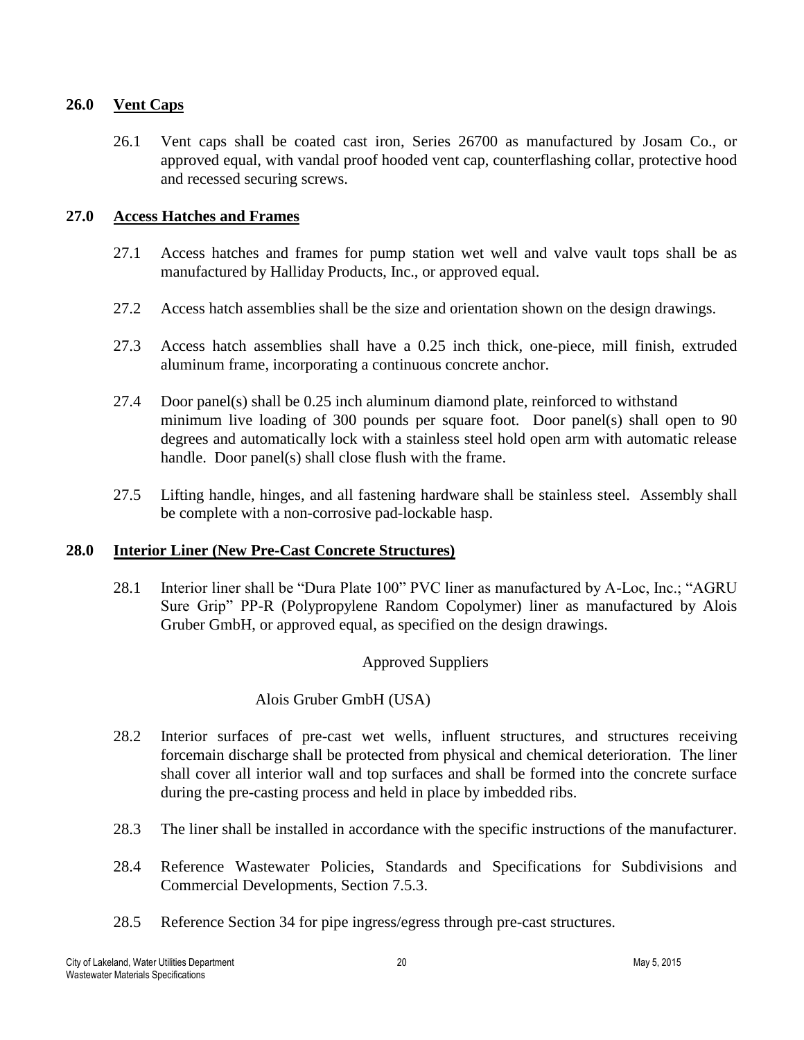## 26.0 Vent Caps

26.1 Vent caps shall be coated cast iron, Series 26700 as manufactured by Josam Co., or approved equal, with vandal proof hooded vent cap, counterflashing collar, protective hood and recessed securing screws.

## 27.0 Access Hatches and Frames

27.1 Access hatches and frames for pump station wet well and valve vault tops shall be as manufactured by Halliday Products, Inc., or approved equal.

27.2 Access hatch assemblies shall be the size and orientation shown on the design drawings.

27.3 Access hatch assemblies shall have a 0.25 inch thick, one-piece, mill finish, extruded aluminum frame, incorporating a continuous concrete anchor.

27.4 Door panel(s) shall be 0.25 inch aluminum diamond plate, reinforced to withstand minimum live loading of 300 pounds per square foot. Door panel(s) shall open to 90 degrees and automatically lock with a stainless steel hold open arm with automatic release handle. Door panel(s) shall close flush with the frame.

27.5 Lifting handle, hinges, and all fastening hardware shall be stainless steel. Assembly shall be complete with a non-corrosive pad-lockable hasp.

## 28.0 Interior Liner (New Pre-Cast Concrete Structures)

28.1 Interior liner shall be "Dura Plate 100" PVC liner as manufactured by A-Loc, Inc.; "AGRU Sure Grip" PP-R (Polypropylene Random Copolymer) liner as manufactured by Alois Gruber GmbH, or approved equal, as specified on the design drawings.

Approved Suppliers

Alois Gruber GmbH (USA)

28.2 Interior surfaces of pre-cast wet wells, influent structures, and structures receiving forcemain discharge shall be protected from physical and chemical deterioration. The liner shall cover all interior wall and top surfaces and shall be formed into the concrete surface during the pre-casting process and held in place by imbedded ribs.

28.3 The liner shall be installed in accordance with the specific instructions of the manufacturer.

28.4 Reference Wastewater Policies, Standards and Specifications for Subdivisions and Commercial Developments, Section 7.5.3.

28.5 Reference Section 34 for pipe ingress/egress through pre-cast structures.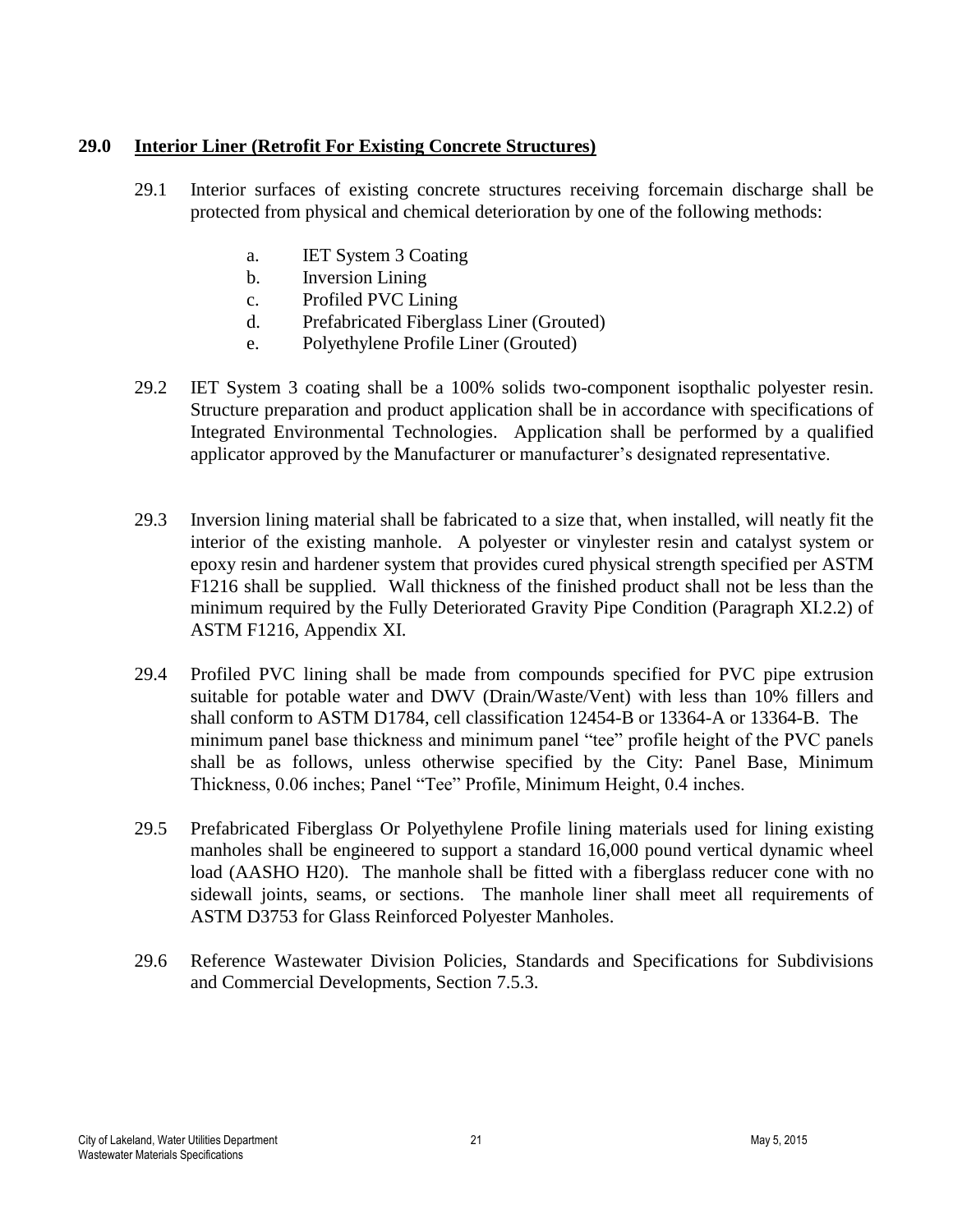## 29.0 Interior Liner (Retrofit For Existing Concrete Structures)

29.1 Interior surfaces of existing concrete structures receiving forcemain discharge shall be protected from physical and chemical deterioration by one of the following methods:

a. IET System 3 Coating
b. Inversion Lining
c. Profiled PVC Lining
d. Prefabricated Fiberglass Liner (Grouted)
e. Polyethylene Profile Liner (Grouted)

29.2 IET System 3 coating shall be a 100% solids two-component isopthalic polyester resin. Structure preparation and product application shall be in accordance with specifications of Integrated Environmental Technologies. Application shall be performed by a qualified applicator approved by the Manufacturer or manufacturer's designated representative.

29.3 Inversion lining material shall be fabricated to a size that, when installed, will neatly fit the interior of the existing manhole. A polyester or vinylester resin and catalyst system or epoxy resin and hardener system that provides cured physical strength specified per ASTM F1216 shall be supplied. Wall thickness of the finished product shall not be less than the minimum required by the Fully Deteriorated Gravity Pipe Condition (Paragraph XI.2.2) of ASTM F1216, Appendix XI.

29.4 Profiled PVC lining shall be made from compounds specified for PVC pipe extrusion suitable for potable water and DWV (Drain/Waste/Vent) with less than 10% fillers and shall conform to ASTM D1784, cell classification 12454-B or 13364-A or 13364-B. The minimum panel base thickness and minimum panel "tee" profile height of the PVC panels shall be as follows, unless otherwise specified by the City: Panel Base, Minimum Thickness, 0.06 inches; Panel "Tee" Profile, Minimum Height, 0.4 inches.

29.5 Prefabricated Fiberglass Or Polyethylene Profile lining materials used for lining existing manholes shall be engineered to support a standard 16,000 pound vertical dynamic wheel load (AASHO H20). The manhole shall be fitted with a fiberglass reducer cone with no sidewall joints, seams, or sections. The manhole liner shall meet all requirements of ASTM D3753 for Glass Reinforced Polyester Manholes.

29.6 Reference Wastewater Division Policies, Standards and Specifications for Subdivisions and Commercial Developments, Section 7.5.3.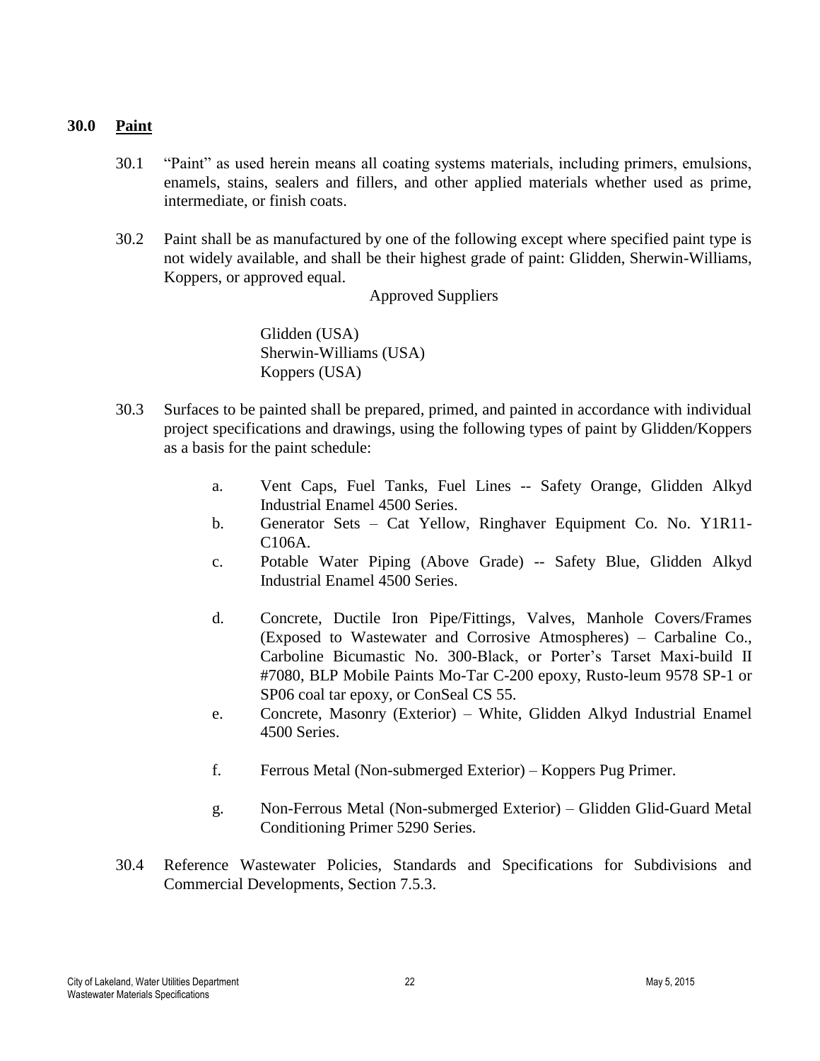## 30.0 Paint

30.1 “Paint” as used herein means all coating systems materials, including primers, emulsions, enamels, stains, sealers and fillers, and other applied materials whether used as prime, intermediate, or finish coats.

30.2 Paint shall be as manufactured by one of the following except where specified paint type is not widely available, and shall be their highest grade of paint: Glidden, Sherwin-Williams, Koppers, or approved equal.

Approved Suppliers

Glidden (USA)
Sherwin-Williams (USA)
Koppers (USA)

30.3 Surfaces to be painted shall be prepared, primed, and painted in accordance with individual project specifications and drawings, using the following types of paint by Glidden/Koppers as a basis for the paint schedule:

a. Vent Caps, Fuel Tanks, Fuel Lines -- Safety Orange, Glidden Alkyd Industrial Enamel 4500 Series.

b. Generator Sets – Cat Yellow, Ringhaver Equipment Co. No. Y1R11-C106A.

c. Potable Water Piping (Above Grade) -- Safety Blue, Glidden Alkyd Industrial Enamel 4500 Series.

d. Concrete, Ductile Iron Pipe/Fittings, Valves, Manhole Covers/Frames (Exposed to Wastewater and Corrosive Atmospheres) – Carbaline Co., Carboline Bicumastic No. 300-Black, or Porter’s Tarset Maxi-build II #7080, BLP Mobile Paints Mo-Tar C-200 epoxy, Rusto-leum 9578 SP-1 or SP06 coal tar epoxy, or ConSeal CS 55.

e. Concrete, Masonry (Exterior) – White, Glidden Alkyd Industrial Enamel 4500 Series.

f. Ferrous Metal (Non-submerged Exterior) – Koppers Pug Primer.

g. Non-Ferrous Metal (Non-submerged Exterior) – Glidden Glid-Guard Metal Conditioning Primer 5290 Series.

30.4 Reference Wastewater Policies, Standards and Specifications for Subdivisions and Commercial Developments, Section 7.5.3.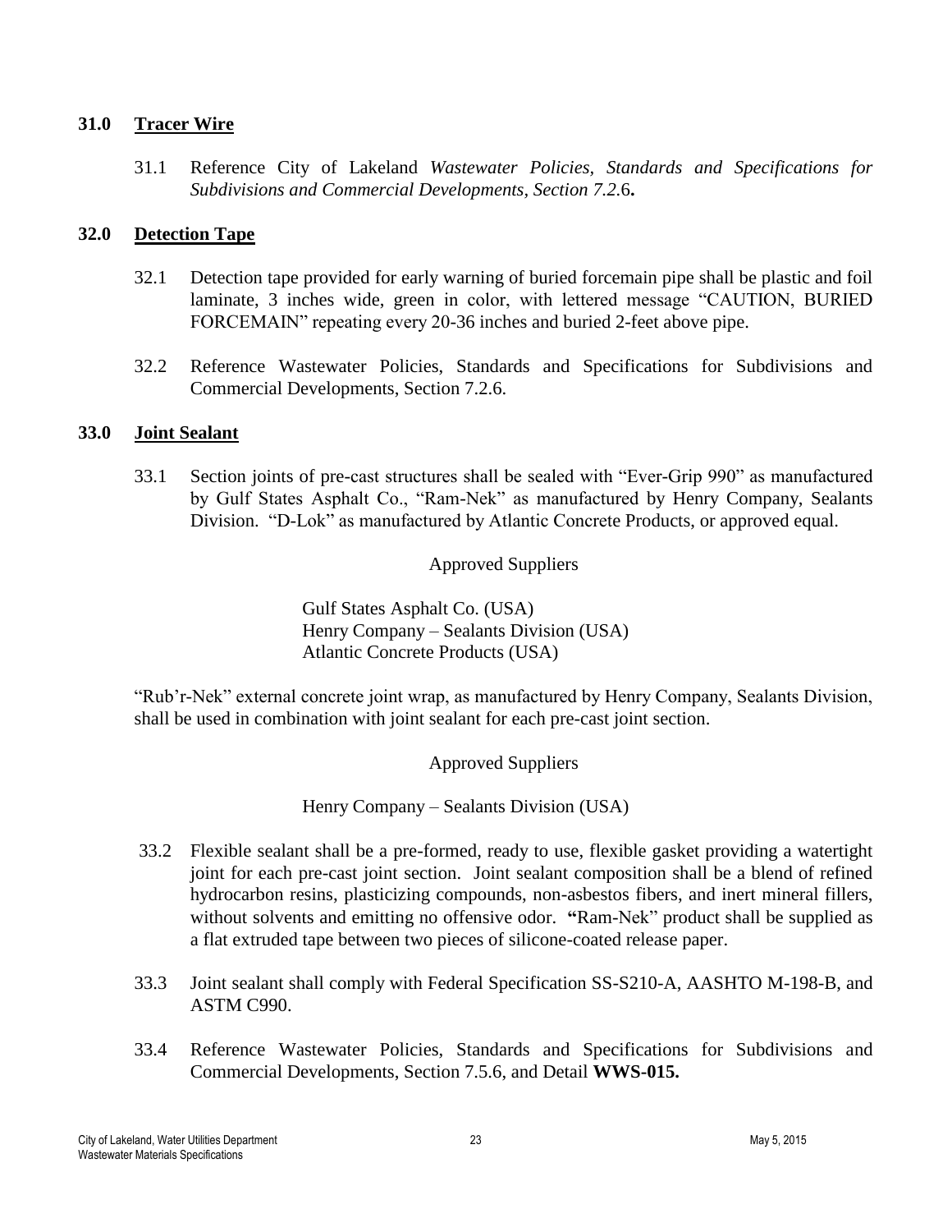## 31.0 Tracer Wire

31.1 Reference City of Lakeland *Wastewater Policies, Standards and Specifications for Subdivisions and Commercial Developments, Section 7.2.*6**.**

## 32.0 Detection Tape

32.1 Detection tape provided for early warning of buried forcemain pipe shall be plastic and foil laminate, 3 inches wide, green in color, with lettered message "CAUTION, BURIED FORCEMAIN" repeating every 20-36 inches and buried 2-feet above pipe.

32.2 Reference Wastewater Policies, Standards and Specifications for Subdivisions and Commercial Developments, Section 7.2.6.

## 33.0 Joint Sealant

33.1 Section joints of pre-cast structures shall be sealed with "Ever-Grip 990" as manufactured by Gulf States Asphalt Co., "Ram-Nek" as manufactured by Henry Company, Sealants Division. "D-Lok" as manufactured by Atlantic Concrete Products, or approved equal.

Approved Suppliers

Gulf States Asphalt Co. (USA)
Henry Company – Sealants Division (USA)
Atlantic Concrete Products (USA)

"Rub'r-Nek" external concrete joint wrap, as manufactured by Henry Company, Sealants Division, shall be used in combination with joint sealant for each pre-cast joint section.

Approved Suppliers

Henry Company – Sealants Division (USA)

33.2 Flexible sealant shall be a pre-formed, ready to use, flexible gasket providing a watertight joint for each pre-cast joint section. Joint sealant composition shall be a blend of refined hydrocarbon resins, plasticizing compounds, non-asbestos fibers, and inert mineral fillers, without solvents and emitting no offensive odor. **"**Ram-Nek" product shall be supplied as a flat extruded tape between two pieces of silicone-coated release paper.

33.3 Joint sealant shall comply with Federal Specification SS-S210-A, AASHTO M-198-B, and ASTM C990.

33.4 Reference Wastewater Policies, Standards and Specifications for Subdivisions and Commercial Developments, Section 7.5.6, and Detail **WWS-015.**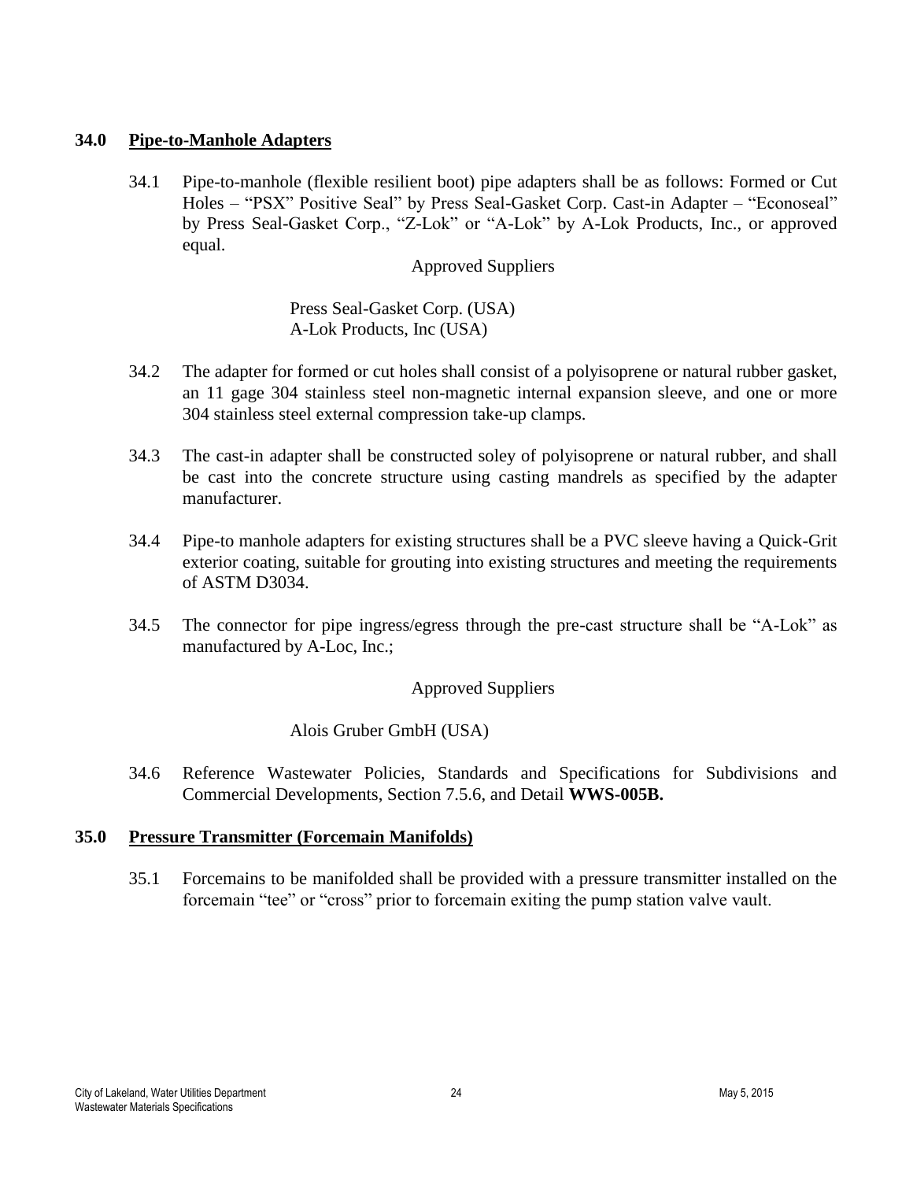## 34.0 Pipe-to-Manhole Adapters

34.1 Pipe-to-manhole (flexible resilient boot) pipe adapters shall be as follows: Formed or Cut Holes – "PSX" Positive Seal" by Press Seal-Gasket Corp. Cast-in Adapter – "Econoseal" by Press Seal-Gasket Corp., "Z-Lok" or "A-Lok" by A-Lok Products, Inc., or approved equal.

Approved Suppliers

Press Seal-Gasket Corp. (USA)
A-Lok Products, Inc (USA)

34.2 The adapter for formed or cut holes shall consist of a polyisoprene or natural rubber gasket, an 11 gage 304 stainless steel non-magnetic internal expansion sleeve, and one or more 304 stainless steel external compression take-up clamps.

34.3 The cast-in adapter shall be constructed soley of polyisoprene or natural rubber, and shall be cast into the concrete structure using casting mandrels as specified by the adapter manufacturer.

34.4 Pipe-to manhole adapters for existing structures shall be a PVC sleeve having a Quick-Grit exterior coating, suitable for grouting into existing structures and meeting the requirements of ASTM D3034.

34.5 The connector for pipe ingress/egress through the pre-cast structure shall be "A-Lok" as manufactured by A-Loc, Inc.;

Approved Suppliers

Alois Gruber GmbH (USA)

34.6 Reference Wastewater Policies, Standards and Specifications for Subdivisions and Commercial Developments, Section 7.5.6, and Detail **WWS-005B.**

## 35.0 Pressure Transmitter (Forcemain Manifolds)

35.1 Forcemains to be manifolded shall be provided with a pressure transmitter installed on the forcemain "tee" or "cross" prior to forcemain exiting the pump station valve vault.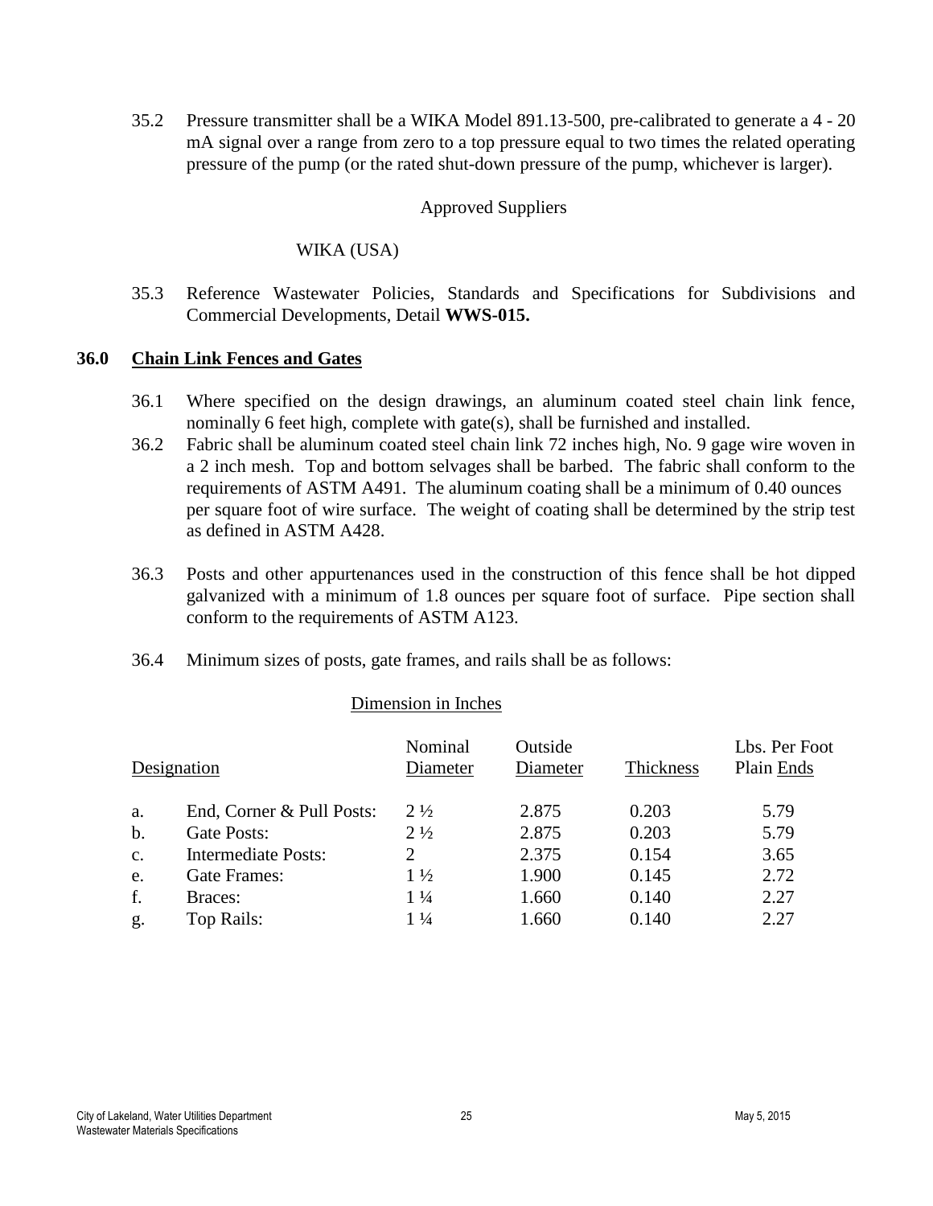35.2 Pressure transmitter shall be a WIKA Model 891.13-500, pre-calibrated to generate a 4 - 20 mA signal over a range from zero to a top pressure equal to two times the related operating pressure of the pump (or the rated shut-down pressure of the pump, whichever is larger).

Approved Suppliers

WIKA (USA)

35.3 Reference Wastewater Policies, Standards and Specifications for Subdivisions and Commercial Developments, Detail **WWS-015.**

## 36.0 Chain Link Fences and Gates

36.1 Where specified on the design drawings, an aluminum coated steel chain link fence, nominally 6 feet high, complete with gate(s), shall be furnished and installed.

36.2 Fabric shall be aluminum coated steel chain link 72 inches high, No. 9 gage wire woven in a 2 inch mesh. Top and bottom selvages shall be barbed. The fabric shall conform to the requirements of ASTM A491. The aluminum coating shall be a minimum of 0.40 ounces per square foot of wire surface. The weight of coating shall be determined by the strip test as defined in ASTM A428.

36.3 Posts and other appurtenances used in the construction of this fence shall be hot dipped galvanized with a minimum of 1.8 ounces per square foot of surface. Pipe section shall conform to the requirements of ASTM A123.

36.4 Minimum sizes of posts, gate frames, and rails shall be as follows:

Dimension in Inches

| | Designation | Nominal Diameter | Outside Diameter | Thickness | Lbs. Per Foot Plain Ends |
|---|---|---|---|---|---|
| a. | End, Corner & Pull Posts: | 2 ½ | 2.875 | 0.203 | 5.79 |
| b. | Gate Posts: | 2 ½ | 2.875 | 0.203 | 5.79 |
| c. | Intermediate Posts: | 2 | 2.375 | 0.154 | 3.65 |
| e. | Gate Frames: | 1 ½ | 1.900 | 0.145 | 2.72 |
| f. | Braces: | 1 ¼ | 1.660 | 0.140 | 2.27 |
| g. | Top Rails: | 1 ¼ | 1.660 | 0.140 | 2.27 |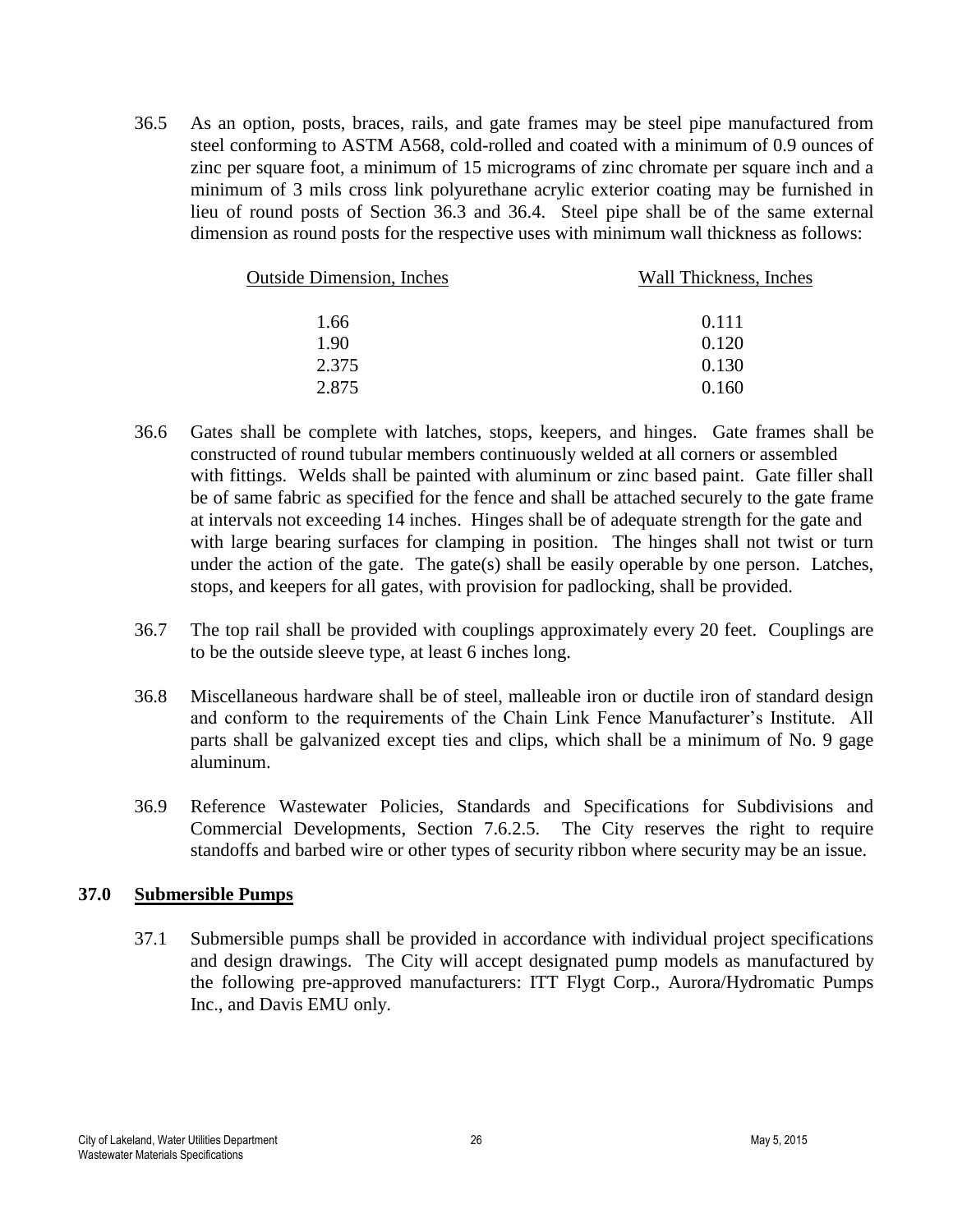36.5 As an option, posts, braces, rails, and gate frames may be steel pipe manufactured from steel conforming to ASTM A568, cold-rolled and coated with a minimum of 0.9 ounces of zinc per square foot, a minimum of 15 micrograms of zinc chromate per square inch and a minimum of 3 mils cross link polyurethane acrylic exterior coating may be furnished in lieu of round posts of Section 36.3 and 36.4. Steel pipe shall be of the same external dimension as round posts for the respective uses with minimum wall thickness as follows:

| Outside Dimension, Inches | Wall Thickness, Inches |
|---|---|
| 1.66 | 0.111 |
| 1.90 | 0.120 |
| 2.375 | 0.130 |
| 2.875 | 0.160 |

36.6 Gates shall be complete with latches, stops, keepers, and hinges. Gate frames shall be constructed of round tubular members continuously welded at all corners or assembled with fittings. Welds shall be painted with aluminum or zinc based paint. Gate filler shall be of same fabric as specified for the fence and shall be attached securely to the gate frame at intervals not exceeding 14 inches. Hinges shall be of adequate strength for the gate and with large bearing surfaces for clamping in position. The hinges shall not twist or turn under the action of the gate. The gate(s) shall be easily operable by one person. Latches, stops, and keepers for all gates, with provision for padlocking, shall be provided.

36.7 The top rail shall be provided with couplings approximately every 20 feet. Couplings are to be the outside sleeve type, at least 6 inches long.

36.8 Miscellaneous hardware shall be of steel, malleable iron or ductile iron of standard design and conform to the requirements of the Chain Link Fence Manufacturer's Institute. All parts shall be galvanized except ties and clips, which shall be a minimum of No. 9 gage aluminum.

36.9 Reference Wastewater Policies, Standards and Specifications for Subdivisions and Commercial Developments, Section 7.6.2.5. The City reserves the right to require standoffs and barbed wire or other types of security ribbon where security may be an issue.

## 37.0 Submersible Pumps

37.1 Submersible pumps shall be provided in accordance with individual project specifications and design drawings. The City will accept designated pump models as manufactured by the following pre-approved manufacturers: ITT Flygt Corp., Aurora/Hydromatic Pumps Inc., and Davis EMU only.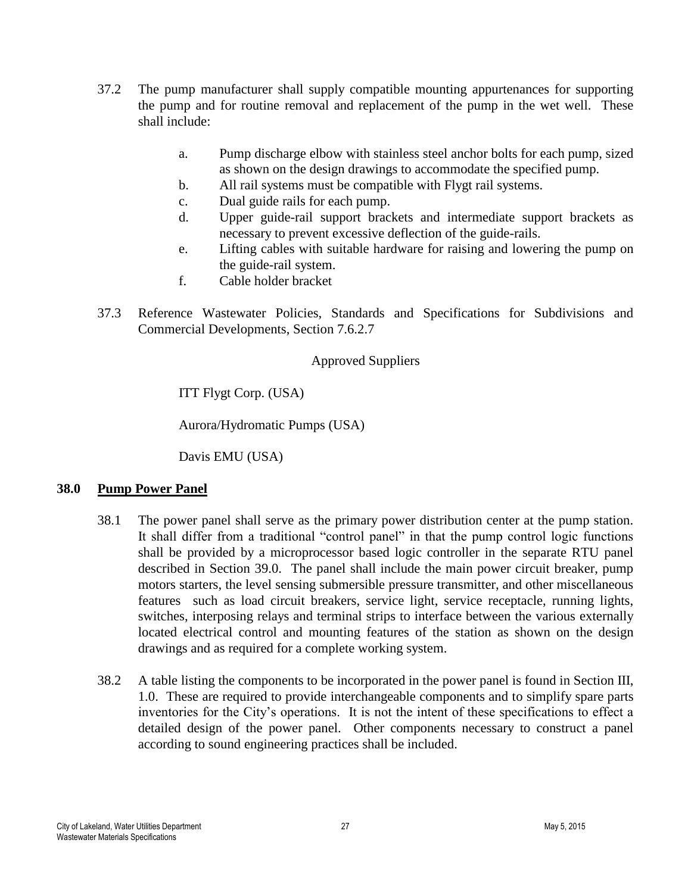37.2 The pump manufacturer shall supply compatible mounting appurtenances for supporting the pump and for routine removal and replacement of the pump in the wet well. These shall include:

a. Pump discharge elbow with stainless steel anchor bolts for each pump, sized as shown on the design drawings to accommodate the specified pump.
b. All rail systems must be compatible with Flygt rail systems.
c. Dual guide rails for each pump.
d. Upper guide-rail support brackets and intermediate support brackets as necessary to prevent excessive deflection of the guide-rails.
e. Lifting cables with suitable hardware for raising and lowering the pump on the guide-rail system.
f. Cable holder bracket

37.3 Reference Wastewater Policies, Standards and Specifications for Subdivisions and Commercial Developments, Section 7.6.2.7

Approved Suppliers

ITT Flygt Corp. (USA)

Aurora/Hydromatic Pumps (USA)

Davis EMU (USA)

## 38.0 Pump Power Panel

38.1 The power panel shall serve as the primary power distribution center at the pump station. It shall differ from a traditional "control panel" in that the pump control logic functions shall be provided by a microprocessor based logic controller in the separate RTU panel described in Section 39.0. The panel shall include the main power circuit breaker, pump motors starters, the level sensing submersible pressure transmitter, and other miscellaneous features such as load circuit breakers, service light, service receptacle, running lights, switches, interposing relays and terminal strips to interface between the various externally located electrical control and mounting features of the station as shown on the design drawings and as required for a complete working system.

38.2 A table listing the components to be incorporated in the power panel is found in Section III, 1.0. These are required to provide interchangeable components and to simplify spare parts inventories for the City's operations. It is not the intent of these specifications to effect a detailed design of the power panel. Other components necessary to construct a panel according to sound engineering practices shall be included.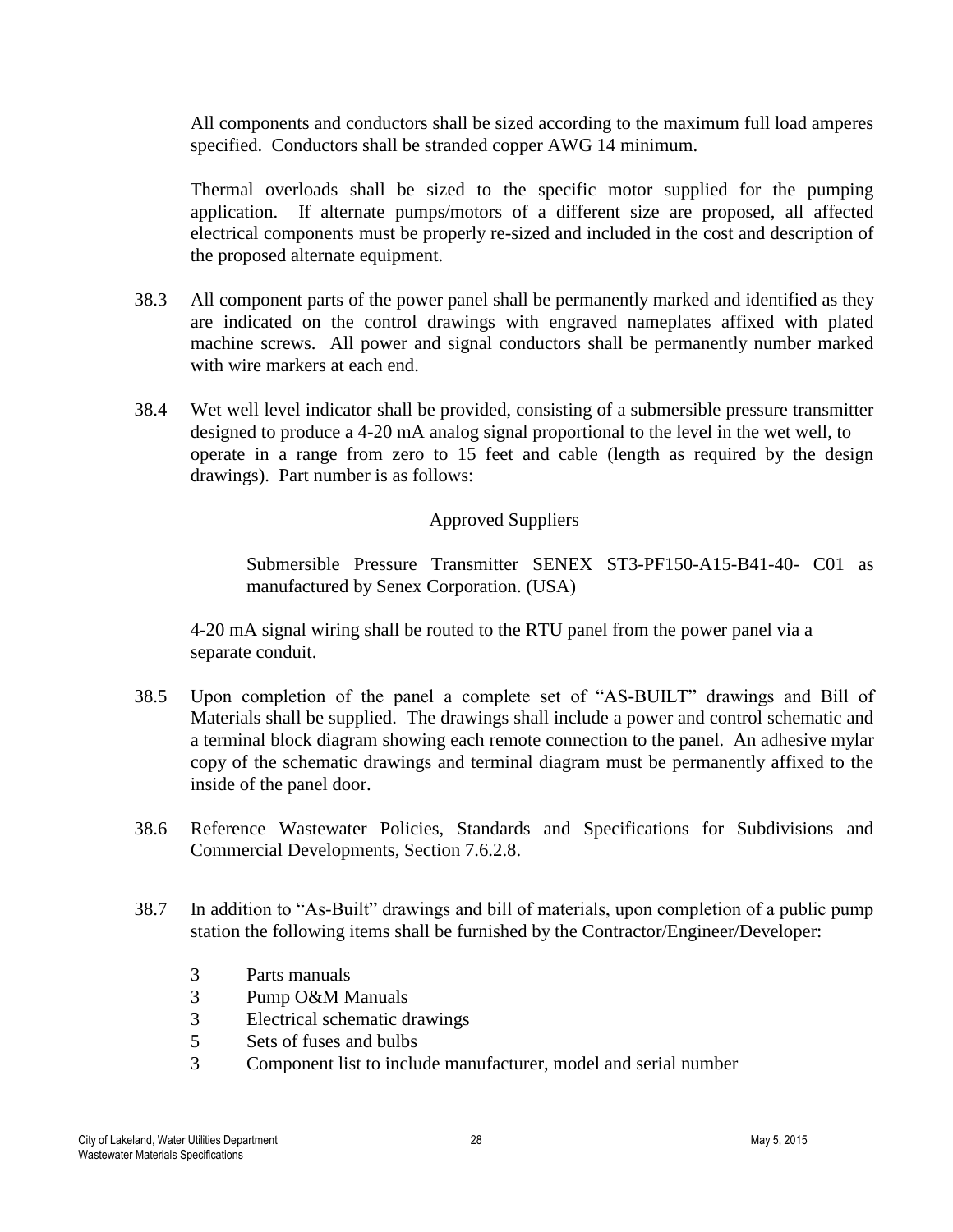All components and conductors shall be sized according to the maximum full load amperes specified. Conductors shall be stranded copper AWG 14 minimum.

Thermal overloads shall be sized to the specific motor supplied for the pumping application. If alternate pumps/motors of a different size are proposed, all affected electrical components must be properly re-sized and included in the cost and description of the proposed alternate equipment.

38.3 All component parts of the power panel shall be permanently marked and identified as they are indicated on the control drawings with engraved nameplates affixed with plated machine screws. All power and signal conductors shall be permanently number marked with wire markers at each end.

38.4 Wet well level indicator shall be provided, consisting of a submersible pressure transmitter designed to produce a 4-20 mA analog signal proportional to the level in the wet well, to operate in a range from zero to 15 feet and cable (length as required by the design drawings). Part number is as follows:

Approved Suppliers

Submersible Pressure Transmitter SENEX ST3-PF150-A15-B41-40- C01 as manufactured by Senex Corporation. (USA)

4-20 mA signal wiring shall be routed to the RTU panel from the power panel via a separate conduit.

38.5 Upon completion of the panel a complete set of "AS-BUILT" drawings and Bill of Materials shall be supplied. The drawings shall include a power and control schematic and a terminal block diagram showing each remote connection to the panel. An adhesive mylar copy of the schematic drawings and terminal diagram must be permanently affixed to the inside of the panel door.

38.6 Reference Wastewater Policies, Standards and Specifications for Subdivisions and Commercial Developments, Section 7.6.2.8.

38.7 In addition to "As-Built" drawings and bill of materials, upon completion of a public pump station the following items shall be furnished by the Contractor/Engineer/Developer:

- 3 Parts manuals
- 3 Pump O&M Manuals
- 3 Electrical schematic drawings
- 5 Sets of fuses and bulbs
- 3 Component list to include manufacturer, model and serial number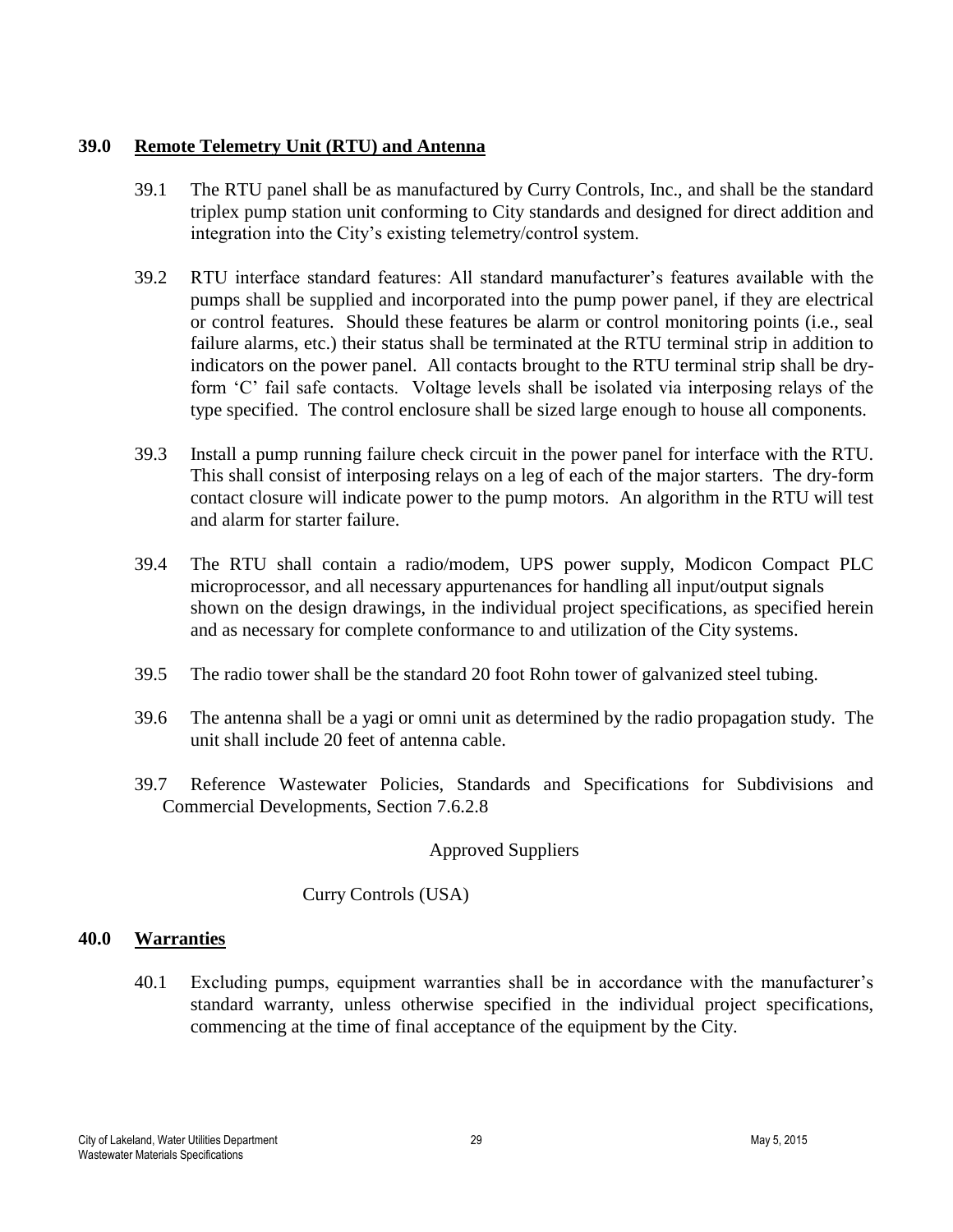## 39.0 Remote Telemetry Unit (RTU) and Antenna

39.1 The RTU panel shall be as manufactured by Curry Controls, Inc., and shall be the standard triplex pump station unit conforming to City standards and designed for direct addition and integration into the City's existing telemetry/control system.

39.2 RTU interface standard features: All standard manufacturer's features available with the pumps shall be supplied and incorporated into the pump power panel, if they are electrical or control features. Should these features be alarm or control monitoring points (i.e., seal failure alarms, etc.) their status shall be terminated at the RTU terminal strip in addition to indicators on the power panel. All contacts brought to the RTU terminal strip shall be dry-form 'C' fail safe contacts. Voltage levels shall be isolated via interposing relays of the type specified. The control enclosure shall be sized large enough to house all components.

39.3 Install a pump running failure check circuit in the power panel for interface with the RTU. This shall consist of interposing relays on a leg of each of the major starters. The dry-form contact closure will indicate power to the pump motors. An algorithm in the RTU will test and alarm for starter failure.

39.4 The RTU shall contain a radio/modem, UPS power supply, Modicon Compact PLC microprocessor, and all necessary appurtenances for handling all input/output signals shown on the design drawings, in the individual project specifications, as specified herein and as necessary for complete conformance to and utilization of the City systems.

39.5 The radio tower shall be the standard 20 foot Rohn tower of galvanized steel tubing.

39.6 The antenna shall be a yagi or omni unit as determined by the radio propagation study. The unit shall include 20 feet of antenna cable.

39.7 Reference Wastewater Policies, Standards and Specifications for Subdivisions and Commercial Developments, Section 7.6.2.8

Approved Suppliers

Curry Controls (USA)

## 40.0 Warranties

40.1 Excluding pumps, equipment warranties shall be in accordance with the manufacturer's standard warranty, unless otherwise specified in the individual project specifications, commencing at the time of final acceptance of the equipment by the City.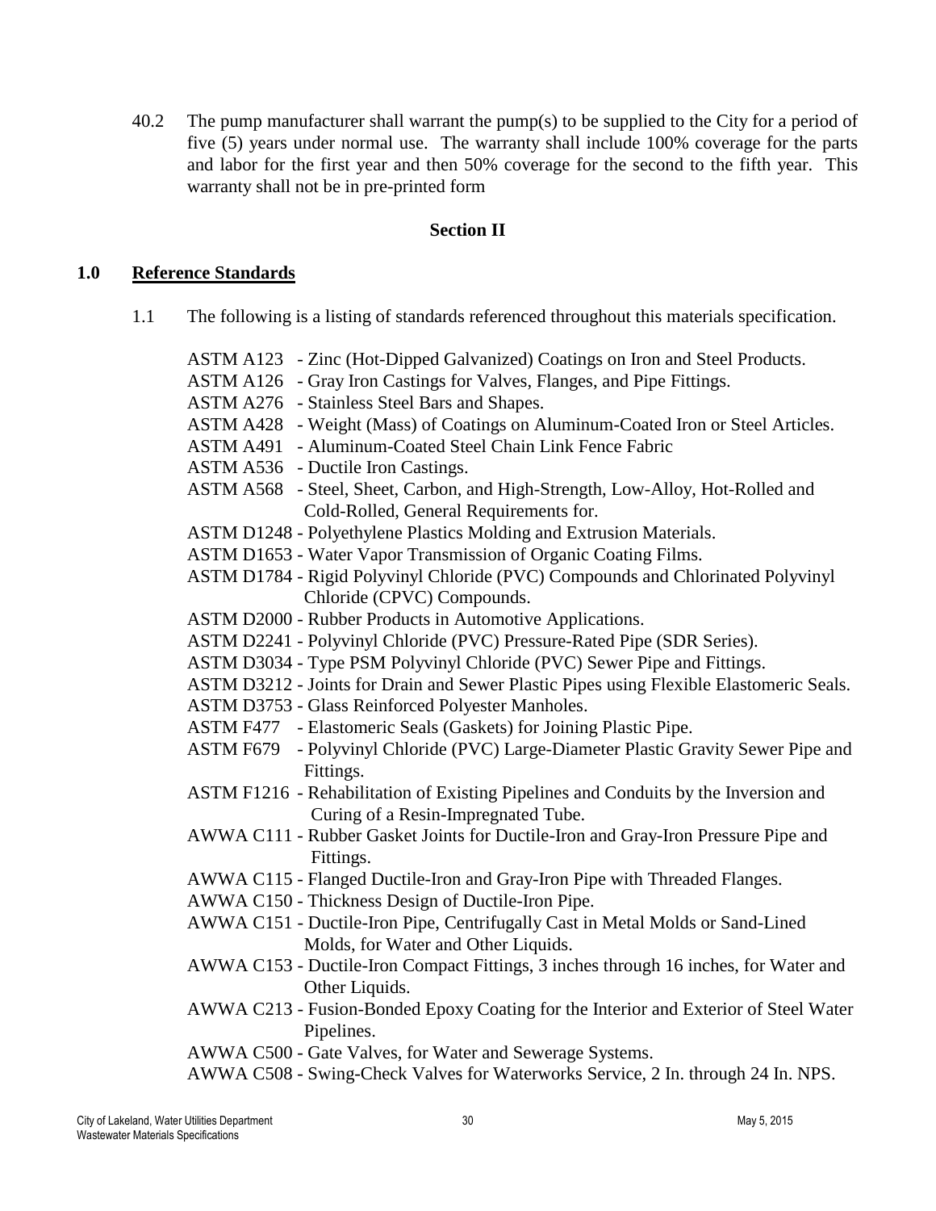40.2 The pump manufacturer shall warrant the pump(s) to be supplied to the City for a period of five (5) years under normal use. The warranty shall include 100% coverage for the parts and labor for the first year and then 50% coverage for the second to the fifth year. This warranty shall not be in pre-printed form

## Section II

### 1.0 Reference Standards

1.1 The following is a listing of standards referenced throughout this materials specification.

- ASTM A123 - Zinc (Hot-Dipped Galvanized) Coatings on Iron and Steel Products.
- ASTM A126 - Gray Iron Castings for Valves, Flanges, and Pipe Fittings.
- ASTM A276 - Stainless Steel Bars and Shapes.
- ASTM A428 - Weight (Mass) of Coatings on Aluminum-Coated Iron or Steel Articles.
- ASTM A491 - Aluminum-Coated Steel Chain Link Fence Fabric
- ASTM A536 - Ductile Iron Castings.
- ASTM A568 - Steel, Sheet, Carbon, and High-Strength, Low-Alloy, Hot-Rolled and Cold-Rolled, General Requirements for.
- ASTM D1248 - Polyethylene Plastics Molding and Extrusion Materials.
- ASTM D1653 - Water Vapor Transmission of Organic Coating Films.
- ASTM D1784 - Rigid Polyvinyl Chloride (PVC) Compounds and Chlorinated Polyvinyl Chloride (CPVC) Compounds.
- ASTM D2000 - Rubber Products in Automotive Applications.
- ASTM D2241 - Polyvinyl Chloride (PVC) Pressure-Rated Pipe (SDR Series).
- ASTM D3034 - Type PSM Polyvinyl Chloride (PVC) Sewer Pipe and Fittings.
- ASTM D3212 - Joints for Drain and Sewer Plastic Pipes using Flexible Elastomeric Seals.
- ASTM D3753 - Glass Reinforced Polyester Manholes.
- ASTM F477 - Elastomeric Seals (Gaskets) for Joining Plastic Pipe.
- ASTM F679 - Polyvinyl Chloride (PVC) Large-Diameter Plastic Gravity Sewer Pipe and Fittings.
- ASTM F1216 - Rehabilitation of Existing Pipelines and Conduits by the Inversion and Curing of a Resin-Impregnated Tube.
- AWWA C111 - Rubber Gasket Joints for Ductile-Iron and Gray-Iron Pressure Pipe and Fittings.
- AWWA C115 - Flanged Ductile-Iron and Gray-Iron Pipe with Threaded Flanges.
- AWWA C150 - Thickness Design of Ductile-Iron Pipe.
- AWWA C151 - Ductile-Iron Pipe, Centrifugally Cast in Metal Molds or Sand-Lined Molds, for Water and Other Liquids.
- AWWA C153 - Ductile-Iron Compact Fittings, 3 inches through 16 inches, for Water and Other Liquids.
- AWWA C213 - Fusion-Bonded Epoxy Coating for the Interior and Exterior of Steel Water Pipelines.
- AWWA C500 - Gate Valves, for Water and Sewerage Systems.
- AWWA C508 - Swing-Check Valves for Waterworks Service, 2 In. through 24 In. NPS.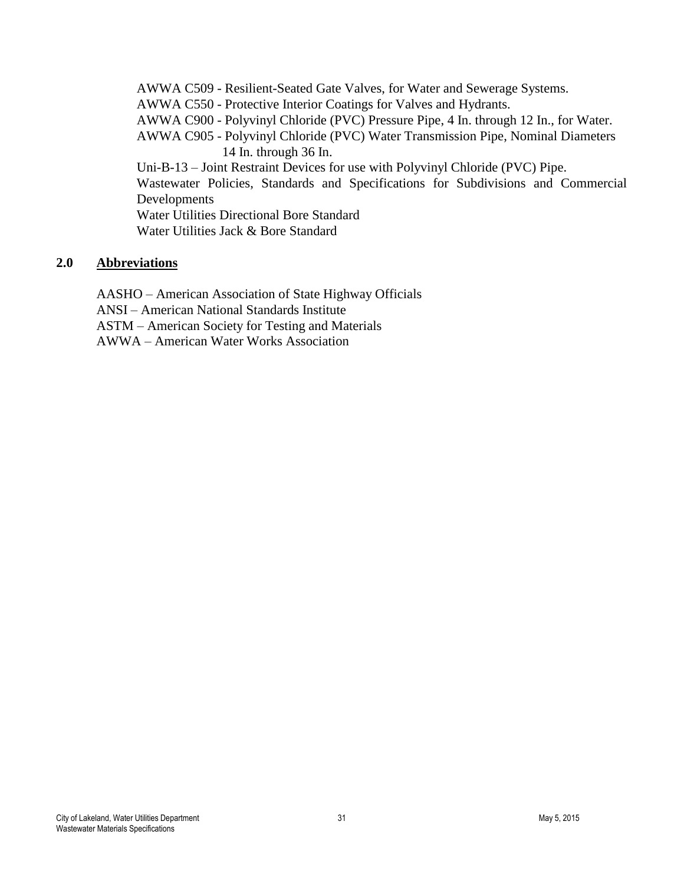AWWA C509 - Resilient-Seated Gate Valves, for Water and Sewerage Systems.
AWWA C550 - Protective Interior Coatings for Valves and Hydrants.
AWWA C900 - Polyvinyl Chloride (PVC) Pressure Pipe, 4 In. through 12 In., for Water.
AWWA C905 - Polyvinyl Chloride (PVC) Water Transmission Pipe, Nominal Diameters 14 In. through 36 In.
Uni-B-13 – Joint Restraint Devices for use with Polyvinyl Chloride (PVC) Pipe.
Wastewater Policies, Standards and Specifications for Subdivisions and Commercial Developments
Water Utilities Directional Bore Standard
Water Utilities Jack & Bore Standard

## 2.0 Abbreviations

AASHO – American Association of State Highway Officials
ANSI – American National Standards Institute
ASTM – American Society for Testing and Materials
AWWA – American Water Works Association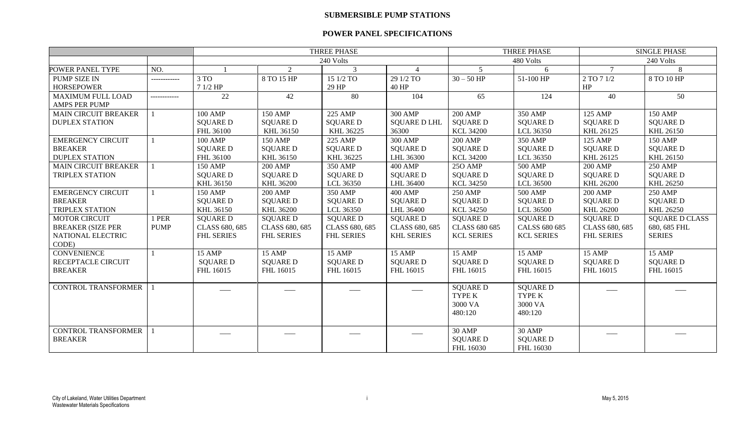# SUBMERSIBLE PUMP STATIONS

## POWER PANEL SPECIFICATIONS

| | | THREE PHASE | | | | THREE PHASE | | SINGLE PHASE | |
|---|---|---|---|---|---|---|---|---|---|
| | | 240 Volts | | | | 480 Volts | | 240 Volts | |
| POWER PANEL TYPE | NO. | 1 | 2 | 3 | 4 | 5 | 6 | 7 | 8 |
| PUMP SIZE IN HORSEPOWER | ------------ | 3 TO 7 1/2 HP | 8 TO 15 HP | 15 1/2 TO 29 HP | 29 1/2 TO 40 HP | 30 – 50 HP | 51-100 HP | 2 TO 7 1/2 HP | 8 TO 10 HP |
| MAXIMUM FULL LOAD AMPS PER PUMP | ------------ | 22 | 42 | 80 | 104 | 65 | 124 | 40 | 50 |
| MAIN CIRCUIT BREAKER DUPLEX STATION | 1 | 100 AMP SQUARE D FHL 36100 | 150 AMP SQUARE D KHL 36150 | 225 AMP SQUARE D KHL 36225 | 300 AMP SQUARE D LHL 36300 | 200 AMP SQUARE D KCL 34200 | 350 AMP SQUARE D LCL 36350 | 125 AMP SQUARE D KHL 26125 | 150 AMP SQUARE D KHL 26150 |
| EMERGENCY CIRCUIT BREAKER DUPLEX STATION | 1 | 100 AMP SQUARE D FHL 36100 | 150 AMP SQUARE D KHL 36150 | 225 AMP SQUARE D KHL 36225 | 300 AMP SQUARE D LHL 36300 | 200 AMP SQUARE D KCL 34200 | 350 AMP SQUARE D LCL 36350 | 125 AMP SQUARE D KHL 26125 | 150 AMP SQUARE D KHL 26150 |
| MAIN CIRCUIT BREAKER TRIPLEX STATION | 1 | 150 AMP SQUARE D KHL 36150 | 200 AMP SQUARE D KHL 36200 | 350 AMP SQUARE D LCL 36350 | 400 AMP SQUARE D LHL 36400 | 25O AMP SQUARE D KCL 34250 | 500 AMP SQUARE D LCL 36500 | 200 AMP SQUARE D KHL 26200 | 250 AMP SQUARE D KHL 26250 |
| EMERGENCY CIRCUIT BREAKER TRIPLEX STATION | 1 | 150 AMP SQUARE D KHL 36150 | 200 AMP SQUARE D KHL 36200 | 350 AMP SQUARE D LCL 36350 | 400 AMP SQUARE D LHL 36400 | 250 AMP SQUARE D KCL 34250 | 500 AMP SQUARE D LCL 36500 | 200 AMP SQUARE D KHL 26200 | 250 AMP SQUARE D KHL 26250 |
| MOTOR CIRCUIT BREAKER (SIZE PER NATIONAL ELECTRIC CODE) | 1 PER PUMP | SQUARE D CLASS 680, 685 FHL SERIES | SQUARE D CLASS 680, 685 FHL SERIES | SQUARE D CLASS 680, 685 FHL SERIES | SQUARE D CLASS 680, 685 KHL SERIES | SQUARE D CLASS 680 685 KCL SERIES | SQUARE D CALSS 680 685 KCL SERIES | SQUARE D CLASS 680, 685 FHL SERIES | SQUARE D CLASS 680, 685 FHL SERIES |
| CONVENIENCE RECEPTACLE CIRCUIT BREAKER | 1 | 15 AMP SQUARE D FHL 16015 | 15 AMP SQUARE D FHL 16015 | 15 AMP SQUARE D FHL 16015 | 15 AMP SQUARE D FHL 16015 | 15 AMP SQUARE D FHL 16015 | 15 AMP SQUARE D FHL 16015 | 15 AMP SQUARE D FHL 16015 | 15 AMP SQUARE D FHL 16015 |
| CONTROL TRANSFORMER | 1 | ___ | ___ | ___ | ___ | SQUARE D TYPE K 3000 VA 480:120 | SQUARE D TYPE K 3000 VA 480:120 | ___ | ___ |
| CONTROL TRANSFORMER BREAKER | 1 | ___ | ___ | ___ | ___ | 30 AMP SQUARE D FHL 16030 | 30 AMP SQUARE D FHL 16030 | ___ | ___ |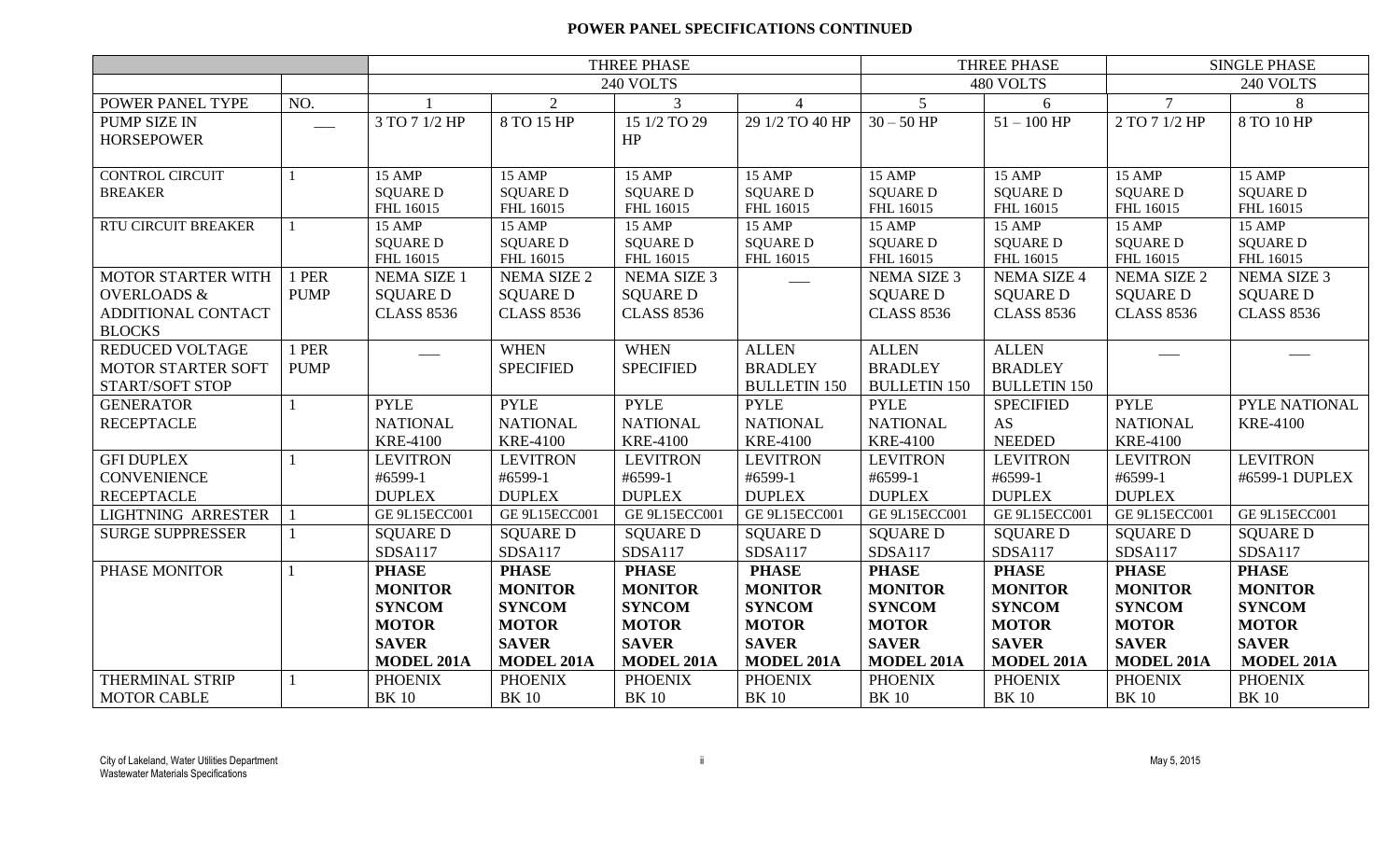# POWER PANEL SPECIFICATIONS CONTINUED

| | | THREE PHASE | | | | THREE PHASE | | SINGLE PHASE | |
|---|---|---|---|---|---|---|---|---|---|
| | | 240 VOLTS | | | | 480 VOLTS | | 240 VOLTS | |
| POWER PANEL TYPE | NO. | 1 | 2 | 3 | 4 | 5 | 6 | 7 | 8 |
| PUMP SIZE IN HORSEPOWER | ___ | 3 TO 7 1/2 HP | 8 TO 15 HP | 15 1/2 TO 29 HP | 29 1/2 TO 40 HP | 30 – 50 HP | 51 – 100 HP | 2 TO 7 1/2 HP | 8 TO 10 HP |
| CONTROL CIRCUIT BREAKER | 1 | 15 AMP SQUARE D FHL 16015 | 15 AMP SQUARE D FHL 16015 | 15 AMP SQUARE D FHL 16015 | 15 AMP SQUARE D FHL 16015 | 15 AMP SQUARE D FHL 16015 | 15 AMP SQUARE D FHL 16015 | 15 AMP SQUARE D FHL 16015 | 15 AMP SQUARE D FHL 16015 |
| RTU CIRCUIT BREAKER | 1 | 15 AMP SQUARE D FHL 16015 | 15 AMP SQUARE D FHL 16015 | 15 AMP SQUARE D FHL 16015 | 15 AMP SQUARE D FHL 16015 | 15 AMP SQUARE D FHL 16015 | 15 AMP SQUARE D FHL 16015 | 15 AMP SQUARE D FHL 16015 | 15 AMP SQUARE D FHL 16015 |
| MOTOR STARTER WITH OVERLOADS & ADDITIONAL CONTACT BLOCKS | 1 PER PUMP | NEMA SIZE 1 SQUARE D CLASS 8536 | NEMA SIZE 2 SQUARE D CLASS 8536 | NEMA SIZE 3 SQUARE D CLASS 8536 | ___ | NEMA SIZE 3 SQUARE D CLASS 8536 | NEMA SIZE 4 SQUARE D CLASS 8536 | NEMA SIZE 2 SQUARE D CLASS 8536 | NEMA SIZE 3 SQUARE D CLASS 8536 |
| REDUCED VOLTAGE MOTOR STARTER SOFT START/SOFT STOP | 1 PER PUMP | ___ | WHEN SPECIFIED | WHEN SPECIFIED | ALLEN BRADLEY BULLETIN 150 | ALLEN BRADLEY BULLETIN 150 | ALLEN BRADLEY BULLETIN 150 | ___ | ___ |
| GENERATOR RECEPTACLE | 1 | PYLE NATIONAL KRE-4100 | PYLE NATIONAL KRE-4100 | PYLE NATIONAL KRE-4100 | PYLE NATIONAL KRE-4100 | PYLE NATIONAL KRE-4100 | SPECIFIED AS NEEDED | PYLE NATIONAL KRE-4100 | PYLE NATIONAL KRE-4100 |
| GFI DUPLEX CONVENIENCE RECEPTACLE | 1 | LEVITRON #6599-1 DUPLEX | LEVITRON #6599-1 DUPLEX | LEVITRON #6599-1 DUPLEX | LEVITRON #6599-1 DUPLEX | LEVITRON #6599-1 DUPLEX | LEVITRON #6599-1 DUPLEX | LEVITRON #6599-1 DUPLEX | LEVITRON #6599-1 DUPLEX |
| LIGHTNING ARRESTER | 1 | GE 9L15ECC001 | GE 9L15ECC001 | GE 9L15ECC001 | GE 9L15ECC001 | GE 9L15ECC001 | GE 9L15ECC001 | GE 9L15ECC001 | GE 9L15ECC001 |
| SURGE SUPPRESSER | 1 | SQUARE D SDSA117 | SQUARE D SDSA117 | SQUARE D SDSA117 | SQUARE D SDSA117 | SQUARE D SDSA117 | SQUARE D SDSA117 | SQUARE D SDSA117 | SQUARE D SDSA117 |
| PHASE MONITOR | 1 | **PHASE MONITOR SYNCOM MOTOR SAVER MODEL 201A** | **PHASE MONITOR SYNCOM MOTOR SAVER MODEL 201A** | **PHASE MONITOR SYNCOM MOTOR SAVER MODEL 201A** | **PHASE MONITOR SYNCOM MOTOR SAVER MODEL 201A** | **PHASE MONITOR SYNCOM MOTOR SAVER MODEL 201A** | **PHASE MONITOR SYNCOM MOTOR SAVER MODEL 201A** | **PHASE MONITOR SYNCOM MOTOR SAVER MODEL 201A** | **PHASE MONITOR SYNCOM MOTOR SAVER MODEL 201A** |
| THERMINAL STRIP MOTOR CABLE | 1 | PHOENIX BK 10 | PHOENIX BK 10 | PHOENIX BK 10 | PHOENIX BK 10 | PHOENIX BK 10 | PHOENIX BK 10 | PHOENIX BK 10 | PHOENIX BK 10 |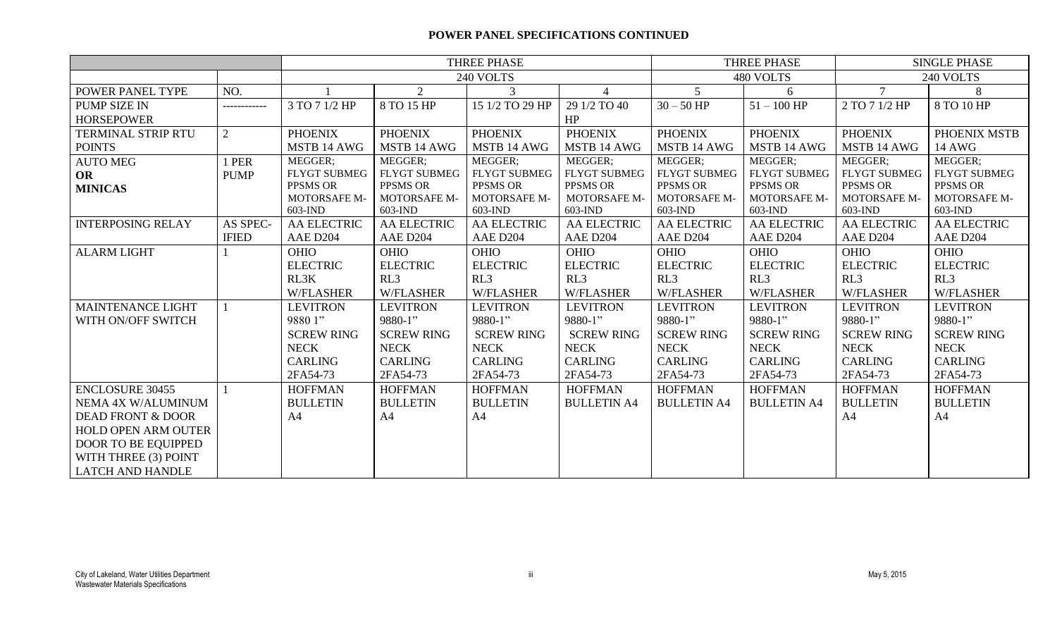## POWER PANEL SPECIFICATIONS CONTINUED

| | | THREE PHASE | | | | THREE PHASE | | SINGLE PHASE | |
|---|---|---|---|---|---|---|---|---|---|
| | | 240 VOLTS | | | | 480 VOLTS | | 240 VOLTS | |
| POWER PANEL TYPE | NO. | 1 | 2 | 3 | 4 | 5 | 6 | 7 | 8 |
| PUMP SIZE IN HORSEPOWER | ------------ | 3 TO 7 1/2 HP | 8 TO 15 HP | 15 1/2 TO 29 HP | 29 1/2 TO 40 HP | 30 – 50 HP | 51 – 100 HP | 2 TO 7 1/2 HP | 8 TO 10 HP |
| TERMINAL STRIP RTU POINTS | 2 | PHOENIX MSTB 14 AWG | PHOENIX MSTB 14 AWG | PHOENIX MSTB 14 AWG | PHOENIX MSTB 14 AWG | PHOENIX MSTB 14 AWG | PHOENIX MSTB 14 AWG | PHOENIX MSTB 14 AWG | PHOENIX MSTB 14 AWG |
| AUTO MEG **OR** **MINICAS** | 1 PER PUMP | MEGGER; FLYGT SUBMEG PPSMS OR MOTORSAFE M-603-IND | MEGGER; FLYGT SUBMEG PPSMS OR MOTORSAFE M-603-IND | MEGGER; FLYGT SUBMEG PPSMS OR MOTORSAFE M-603-IND | MEGGER; FLYGT SUBMEG PPSMS OR MOTORSAFE M-603-IND | MEGGER; FLYGT SUBMEG PPSMS OR MOTORSAFE M-603-IND | MEGGER; FLYGT SUBMEG PPSMS OR MOTORSAFE M-603-IND | MEGGER; FLYGT SUBMEG PPSMS OR MOTORSAFE M-603-IND | MEGGER; FLYGT SUBMEG PPSMS OR MOTORSAFE M-603-IND |
| INTERPOSING RELAY | AS SPEC-IFIED | AA ELECTRIC AAE D204 | AA ELECTRIC AAE D204 | AA ELECTRIC AAE D204 | AA ELECTRIC AAE D204 | AA ELECTRIC AAE D204 | AA ELECTRIC AAE D204 | AA ELECTRIC AAE D204 | AA ELECTRIC AAE D204 |
| ALARM LIGHT | 1 | OHIO ELECTRIC RL3K W/FLASHER | OHIO ELECTRIC RL3 W/FLASHER | OHIO ELECTRIC RL3 W/FLASHER | OHIO ELECTRIC RL3 W/FLASHER | OHIO ELECTRIC RL3 W/FLASHER | OHIO ELECTRIC RL3 W/FLASHER | OHIO ELECTRIC RL3 W/FLASHER | OHIO ELECTRIC RL3 W/FLASHER |
| MAINTENANCE LIGHT WITH ON/OFF SWITCH | 1 | LEVITRON 9880 1" SCREW RING NECK CARLING 2FA54-73 | LEVITRON 9880-1" SCREW RING NECK CARLING 2FA54-73 | LEVITRON 9880-1" SCREW RING NECK CARLING 2FA54-73 | LEVITRON 9880-1" SCREW RING NECK CARLING 2FA54-73 | LEVITRON 9880-1" SCREW RING NECK CARLING 2FA54-73 | LEVITRON 9880-1" SCREW RING NECK CARLING 2FA54-73 | LEVITRON 9880-1" SCREW RING NECK CARLING 2FA54-73 | LEVITRON 9880-1" SCREW RING NECK CARLING 2FA54-73 |
| ENCLOSURE 30455 NEMA 4X W/ALUMINUM DEAD FRONT & DOOR HOLD OPEN ARM OUTER DOOR TO BE EQUIPPED WITH THREE (3) POINT LATCH AND HANDLE | 1 | HOFFMAN BULLETIN A4 | HOFFMAN BULLETIN A4 | HOFFMAN BULLETIN A4 | HOFFMAN BULLETIN A4 | HOFFMAN BULLETIN A4 | HOFFMAN BULLETIN A4 | HOFFMAN BULLETIN A4 | HOFFMAN BULLETIN A4 |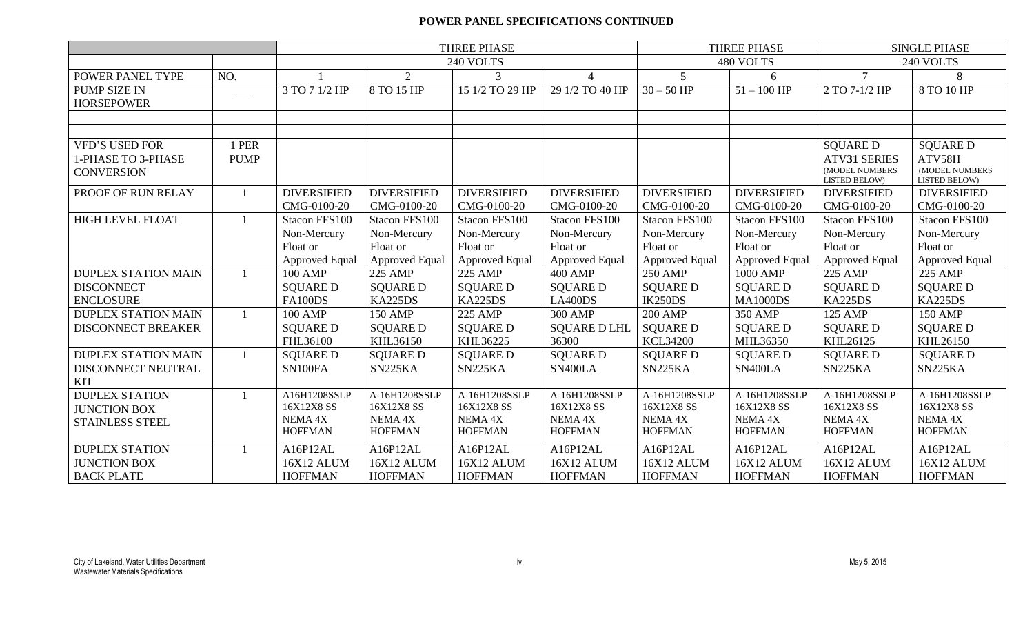# POWER PANEL SPECIFICATIONS CONTINUED

| | | THREE PHASE | | | | THREE PHASE | | SINGLE PHASE | |
|---|---|---|---|---|---|---|---|---|---|
| | | 240 VOLTS | | | | 480 VOLTS | | 240 VOLTS | |
| POWER PANEL TYPE | NO. | 1 | 2 | 3 | 4 | 5 | 6 | 7 | 8 |
| PUMP SIZE IN HORSEPOWER | ___ | 3 TO 7 1/2 HP | 8 TO 15 HP | 15 1/2 TO 29 HP | 29 1/2 TO 40 HP | 30 – 50 HP | 51 – 100 HP | 2 TO 7-1/2 HP | 8 TO 10 HP |
| | | | | | | | | | |
| | | | | | | | | | |
| VFD'S USED FOR 1-PHASE TO 3-PHASE CONVERSION | 1 PER PUMP | | | | | | | SQUARE D ATV**31** SERIES (MODEL NUMBERS LISTED BELOW) | SQUARE D ATV58H (MODEL NUMBERS LISTED BELOW) |
| PROOF OF RUN RELAY | 1 | DIVERSIFIED CMG-0100-20 | DIVERSIFIED CMG-0100-20 | DIVERSIFIED CMG-0100-20 | DIVERSIFIED CMG-0100-20 | DIVERSIFIED CMG-0100-20 | DIVERSIFIED CMG-0100-20 | DIVERSIFIED CMG-0100-20 | DIVERSIFIED CMG-0100-20 |
| HIGH LEVEL FLOAT | 1 | Stacon FFS100 Non-Mercury Float or Approved Equal | Stacon FFS100 Non-Mercury Float or Approved Equal | Stacon FFS100 Non-Mercury Float or Approved Equal | Stacon FFS100 Non-Mercury Float or Approved Equal | Stacon FFS100 Non-Mercury Float or Approved Equal | Stacon FFS100 Non-Mercury Float or Approved Equal | Stacon FFS100 Non-Mercury Float or Approved Equal | Stacon FFS100 Non-Mercury Float or Approved Equal |
| DUPLEX STATION MAIN DISCONNECT ENCLOSURE | 1 | 100 AMP SQUARE D FA100DS | 225 AMP SQUARE D KA225DS | 225 AMP SQUARE D KA225DS | 400 AMP SQUARE D LA400DS | 250 AMP SQUARE D IK250DS | 1000 AMP SQUARE D MA1000DS | 225 AMP SQUARE D KA225DS | 225 AMP SQUARE D KA225DS |
| DUPLEX STATION MAIN DISCONNECT BREAKER | 1 | 100 AMP SQUARE D FHL36100 | 150 AMP SQUARE D KHL36150 | 225 AMP SQUARE D KHL36225 | 300 AMP SQUARE D LHL 36300 | 200 AMP SQUARE D KCL34200 | 350 AMP SQUARE D MHL36350 | 125 AMP SQUARE D KHL26125 | 150 AMP SQUARE D KHL26150 |
| DUPLEX STATION MAIN DISCONNECT NEUTRAL KIT | 1 | SQUARE D SN100FA | SQUARE D SN225KA | SQUARE D SN225KA | SQUARE D SN400LA | SQUARE D SN225KA | SQUARE D SN400LA | SQUARE D SN225KA | SQUARE D SN225KA |
| DUPLEX STATION JUNCTION BOX STAINLESS STEEL | 1 | A16H1208SSLP 16X12X8 SS NEMA 4X HOFFMAN | A-16H1208SSLP 16X12X8 SS NEMA 4X HOFFMAN | A-16H1208SSLP 16X12X8 SS NEMA 4X HOFFMAN | A-16H1208SSLP 16X12X8 SS NEMA 4X HOFFMAN | A-16H1208SSLP 16X12X8 SS NEMA 4X HOFFMAN | A-16H1208SSLP 16X12X8 SS NEMA 4X HOFFMAN | A-16H1208SSLP 16X12X8 SS NEMA 4X HOFFMAN | A-16H1208SSLP 16X12X8 SS NEMA 4X HOFFMAN |
| DUPLEX STATION JUNCTION BOX BACK PLATE | 1 | A16P12AL 16X12 ALUM HOFFMAN | A16P12AL 16X12 ALUM HOFFMAN | A16P12AL 16X12 ALUM HOFFMAN | A16P12AL 16X12 ALUM HOFFMAN | A16P12AL 16X12 ALUM HOFFMAN | A16P12AL 16X12 ALUM HOFFMAN | A16P12AL 16X12 ALUM HOFFMAN | A16P12AL 16X12 ALUM HOFFMAN |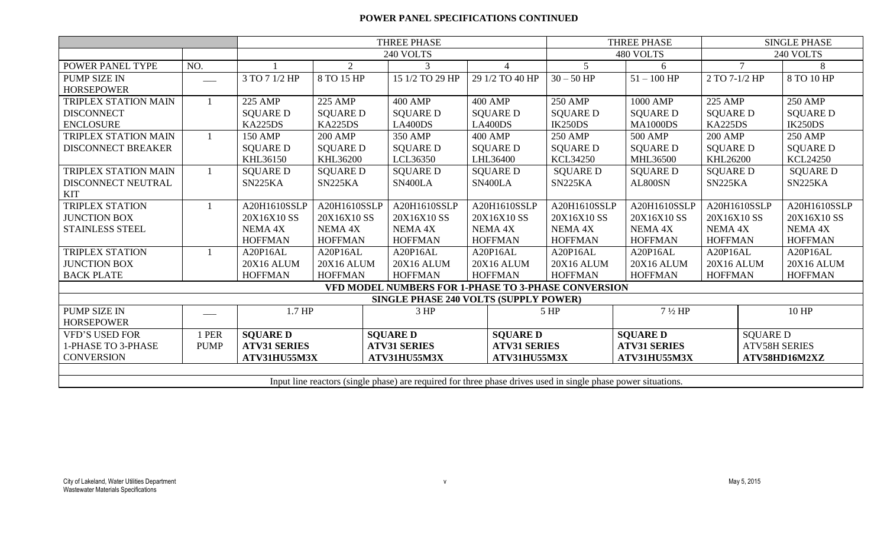# POWER PANEL SPECIFICATIONS CONTINUED

| | | THREE PHASE | | | | THREE PHASE | | SINGLE PHASE | |
|---|---|---|---|---|---|---|---|---|---|
| | | 240 VOLTS | | | | 480 VOLTS | | 240 VOLTS | |
| POWER PANEL TYPE | NO. | 1 | 2 | 3 | 4 | 5 | 6 | 7 | 8 |
| PUMP SIZE IN HORSEPOWER | ___ | 3 TO 7 1/2 HP | 8 TO 15 HP | 15 1/2 TO 29 HP | 29 1/2 TO 40 HP | 30 – 50 HP | 51 – 100 HP | 2 TO 7-1/2 HP | 8 TO 10 HP |
| TRIPLEX STATION MAIN DISCONNECT ENCLOSURE | 1 | 225 AMP SQUARE D KA225DS | 225 AMP SQUARE D KA225DS | 400 AMP SQUARE D LA400DS | 400 AMP SQUARE D LA400DS | 250 AMP SQUARE D IK250DS | 1000 AMP SQUARE D MA1000DS | 225 AMP SQUARE D KA225DS | 250 AMP SQUARE D IK250DS |
| TRIPLEX STATION MAIN DISCONNECT BREAKER | 1 | 150 AMP SQUARE D KHL36150 | 200 AMP SQUARE D KHL36200 | 350 AMP SQUARE D LCL36350 | 400 AMP SQUARE D LHL36400 | 250 AMP SQUARE D KCL34250 | 500 AMP SQUARE D MHL36500 | 200 AMP SQUARE D KHL26200 | 250 AMP SQUARE D KCL24250 |
| TRIPLEX STATION MAIN DISCONNECT NEUTRAL KIT | 1 | SQUARE D SN225KA | SQUARE D SN225KA | SQUARE D SN400LA | SQUARE D SN400LA | SQUARE D SN225KA | SQUARE D AL800SN | SQUARE D SN225KA | SQUARE D SN225KA |
| TRIPLEX STATION JUNCTION BOX STAINLESS STEEL | 1 | A20H1610SSLP 20X16X10 SS NEMA 4X HOFFMAN | A20H1610SSLP 20X16X10 SS NEMA 4X HOFFMAN | A20H1610SSLP 20X16X10 SS NEMA 4X HOFFMAN | A20H1610SSLP 20X16X10 SS NEMA 4X HOFFMAN | A20H1610SSLP 20X16X10 SS NEMA 4X HOFFMAN | A20H1610SSLP 20X16X10 SS NEMA 4X HOFFMAN | A20H1610SSLP 20X16X10 SS NEMA 4X HOFFMAN | A20H1610SSLP 20X16X10 SS NEMA 4X HOFFMAN |
| TRIPLEX STATION JUNCTION BOX BACK PLATE | 1 | A20P16AL 20X16 ALUM HOFFMAN | A20P16AL 20X16 ALUM HOFFMAN | A20P16AL 20X16 ALUM HOFFMAN | A20P16AL 20X16 ALUM HOFFMAN | A20P16AL 20X16 ALUM HOFFMAN | A20P16AL 20X16 ALUM HOFFMAN | A20P16AL 20X16 ALUM HOFFMAN | A20P16AL 20X16 ALUM HOFFMAN |

**VFD MODEL NUMBERS FOR 1-PHASE TO 3-PHASE CONVERSION**

**SINGLE PHASE 240 VOLTS (SUPPLY POWER)**

| | | | | | | |
|---|---|---|---|---|---|---|
| PUMP SIZE IN HORSEPOWER | ___ | 1.7 HP | 3 HP | 5 HP | 7 ½ HP | 10 HP |
| VFD'S USED FOR 1-PHASE TO 3-PHASE CONVERSION | 1 PER PUMP | **SQUARE D ATV31 SERIES ATV31HU55M3X** | **SQUARE D ATV31 SERIES ATV31HU55M3X** | **SQUARE D ATV31 SERIES ATV31HU55M3X** | **SQUARE D ATV31 SERIES ATV31HU55M3X** | SQUARE D ATV58H SERIES **ATV58HD16M2XZ** |

Input line reactors (single phase) are required for three phase drives used in single phase power situations.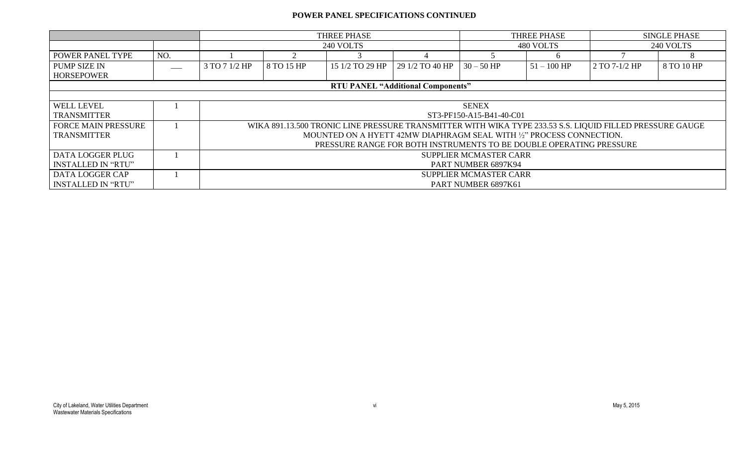# POWER PANEL SPECIFICATIONS CONTINUED

| | | THREE PHASE | | | | THREE PHASE | | SINGLE PHASE | |
|---|---|---|---|---|---|---|---|---|---|
| | | 240 VOLTS | | | | 480 VOLTS | | 240 VOLTS | |
| POWER PANEL TYPE | NO. | 1 | 2 | 3 | 4 | 5 | 6 | 7 | 8 |
| PUMP SIZE IN HORSEPOWER | ___ | 3 TO 7 1/2 HP | 8 TO 15 HP | 15 1/2 TO 29 HP | 29 1/2 TO 40 HP | 30 – 50 HP | 51 – 100 HP | 2 TO 7-1/2 HP | 8 TO 10 HP |
| **RTU PANEL "Additional Components"** | | | | | | | | | |
| | | | | | | | | | |
| WELL LEVEL TRANSMITTER | 1 | SENEX ST3-PF150-A15-B41-40-C01 | | | | | | | |
| FORCE MAIN PRESSURE TRANSMITTER | 1 | WIKA 891.13.500 TRONIC LINE PRESSURE TRANSMITTER WITH WIKA TYPE 233.53 S.S. LIQUID FILLED PRESSURE GAUGE MOUNTED ON A HYETT 42MW DIAPHRAGM SEAL WITH ½" PROCESS CONNECTION. PRESSURE RANGE FOR BOTH INSTRUMENTS TO BE DOUBLE OPERATING PRESSURE | | | | | | | |
| DATA LOGGER PLUG INSTALLED IN "RTU" | 1 | SUPPLIER MCMASTER CARR PART NUMBER 6897K94 | | | | | | | |
| DATA LOGGER CAP INSTALLED IN "RTU" | 1 | SUPPLIER MCMASTER CARR PART NUMBER 6897K61 | | | | | | | |